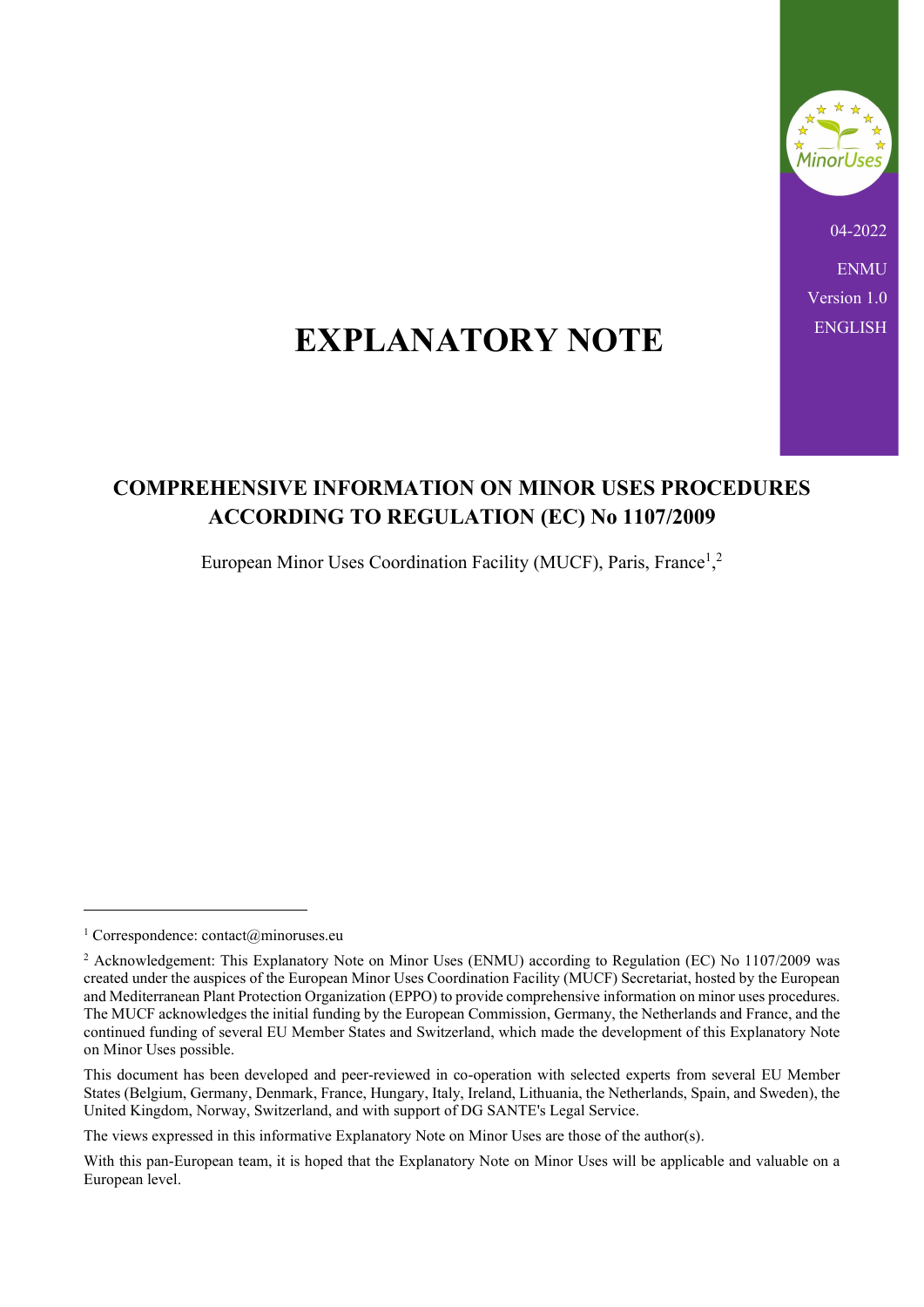04-2022

ENMU

Version 1.0

ENGLISH

# EXPLANATORY NOTE

## COMPREHENSIVE INFORMATION ON MINOR USES PROCEDURES ACCORDING TO REGULATION (EC) No 1107/2009

European Minor Uses Coordination Facility (MUCF), Paris, France[1,2]

---

[1] Correspondence: contact@minoruses.eu

[2] Acknowledgement: This Explanatory Note on Minor Uses (ENMU) according to Regulation (EC) No 1107/2009 was created under the auspices of the European Minor Uses Coordination Facility (MUCF) Secretariat, hosted by the European and Mediterranean Plant Protection Organization (EPPO) to provide comprehensive information on minor uses procedures. The MUCF acknowledges the initial funding by the European Commission, Germany, the Netherlands and France, and the continued funding of several EU Member States and Switzerland, which made the development of this Explanatory Note on Minor Uses possible.

This document has been developed and peer-reviewed in co-operation with selected experts from several EU Member States (Belgium, Germany, Denmark, France, Hungary, Italy, Ireland, Lithuania, the Netherlands, Spain, and Sweden), the United Kingdom, Norway, Switzerland, and with support of DG SANTE's Legal Service.

The views expressed in this informative Explanatory Note on Minor Uses are those of the author(s).

With this pan-European team, it is hoped that the Explanatory Note on Minor Uses will be applicable and valuable on a European level.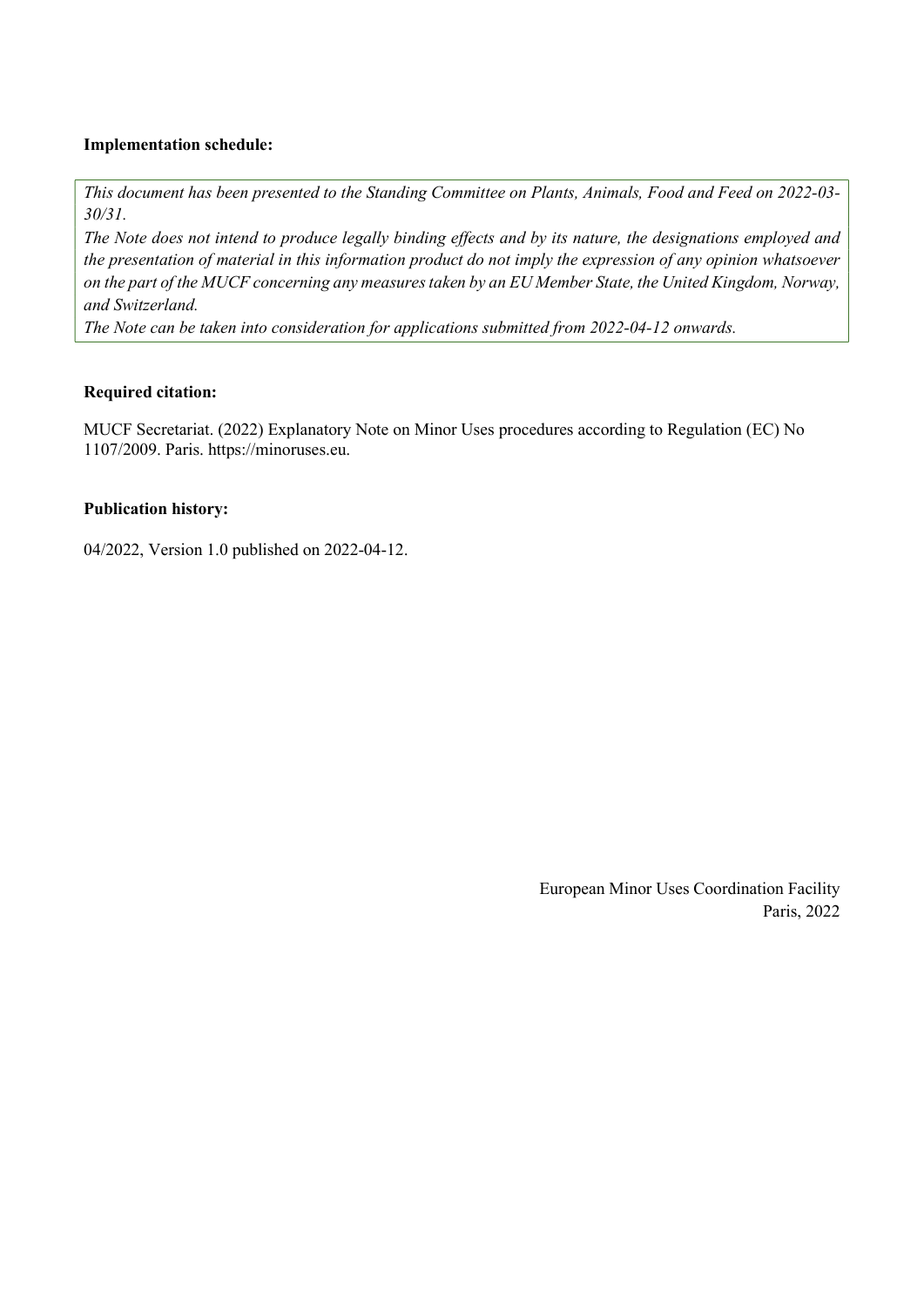**Implementation schedule:**

*This document has been presented to the Standing Committee on Plants, Animals, Food and Feed on 2022-03-30/31.*

*The Note does not intend to produce legally binding effects and by its nature, the designations employed and the presentation of material in this information product do not imply the expression of any opinion whatsoever on the part of the MUCF concerning any measures taken by an EU Member State, the United Kingdom, Norway, and Switzerland.*

*The Note can be taken into consideration for applications submitted from 2022-04-12 onwards.*

**Required citation:**

MUCF Secretariat. (2022) Explanatory Note on Minor Uses procedures according to Regulation (EC) No 1107/2009. Paris. https://minoruses.eu.

**Publication history:**

04/2022, Version 1.0 published on 2022-04-12.

European Minor Uses Coordination Facility
Paris, 2022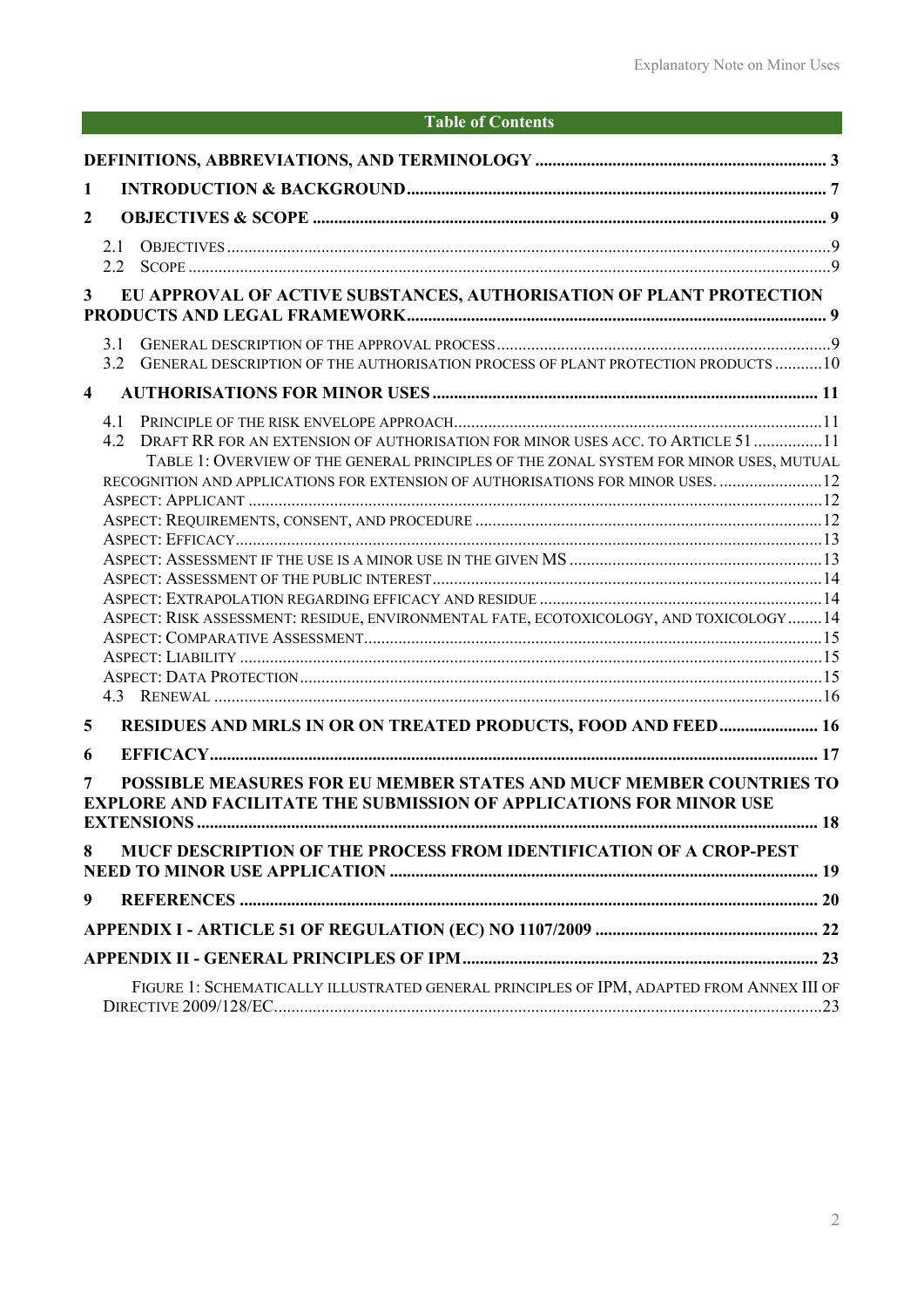## Table of Contents

**DEFINITIONS, ABBREVIATIONS, AND TERMINOLOGY** .......... 3

**1 INTRODUCTION & BACKGROUND** .......... 7

**2 OBJECTIVES & SCOPE** .......... 9

- 2.1 OBJECTIVES .......... 9
- 2.2 SCOPE .......... 9

**3 EU APPROVAL OF ACTIVE SUBSTANCES, AUTHORISATION OF PLANT PROTECTION PRODUCTS AND LEGAL FRAMEWORK** .......... 9

- 3.1 GENERAL DESCRIPTION OF THE APPROVAL PROCESS .......... 9
- 3.2 GENERAL DESCRIPTION OF THE AUTHORISATION PROCESS OF PLANT PROTECTION PRODUCTS .......... 10

**4 AUTHORISATIONS FOR MINOR USES** .......... 11

- 4.1 PRINCIPLE OF THE RISK ENVELOPE APPROACH .......... 11
- 4.2 DRAFT RR FOR AN EXTENSION OF AUTHORISATION FOR MINOR USES ACC. TO ARTICLE 51 .......... 11
  - TABLE 1: OVERVIEW OF THE GENERAL PRINCIPLES OF THE ZONAL SYSTEM FOR MINOR USES, MUTUAL RECOGNITION AND APPLICATIONS FOR EXTENSION OF AUTHORISATIONS FOR MINOR USES. .......... 12
  - ASPECT: APPLICANT .......... 12
  - ASPECT: REQUIREMENTS, CONSENT, AND PROCEDURE .......... 12
  - ASPECT: EFFICACY .......... 13
  - ASPECT: ASSESSMENT IF THE USE IS A MINOR USE IN THE GIVEN MS .......... 13
  - ASPECT: ASSESSMENT OF THE PUBLIC INTEREST .......... 14
  - ASPECT: EXTRAPOLATION REGARDING EFFICACY AND RESIDUE .......... 14
  - ASPECT: RISK ASSESSMENT: RESIDUE, ENVIRONMENTAL FATE, ECOTOXICOLOGY, AND TOXICOLOGY .......... 14
  - ASPECT: COMPARATIVE ASSESSMENT .......... 15
  - ASPECT: LIABILITY .......... 15
  - ASPECT: DATA PROTECTION .......... 15
- 4.3 RENEWAL .......... 16

**5 RESIDUES AND MRLS IN OR ON TREATED PRODUCTS, FOOD AND FEED** .......... 16

**6 EFFICACY** .......... 17

**7 POSSIBLE MEASURES FOR EU MEMBER STATES AND MUCF MEMBER COUNTRIES TO EXPLORE AND FACILITATE THE SUBMISSION OF APPLICATIONS FOR MINOR USE EXTENSIONS** .......... 18

**8 MUCF DESCRIPTION OF THE PROCESS FROM IDENTIFICATION OF A CROP-PEST NEED TO MINOR USE APPLICATION** .......... 19

**9 REFERENCES** .......... 20

**APPENDIX I - ARTICLE 51 OF REGULATION (EC) NO 1107/2009** .......... 22

**APPENDIX II - GENERAL PRINCIPLES OF IPM** .......... 23

- FIGURE 1: SCHEMATICALLY ILLUSTRATED GENERAL PRINCIPLES OF IPM, ADAPTED FROM ANNEX III OF DIRECTIVE 2009/128/EC .......... 23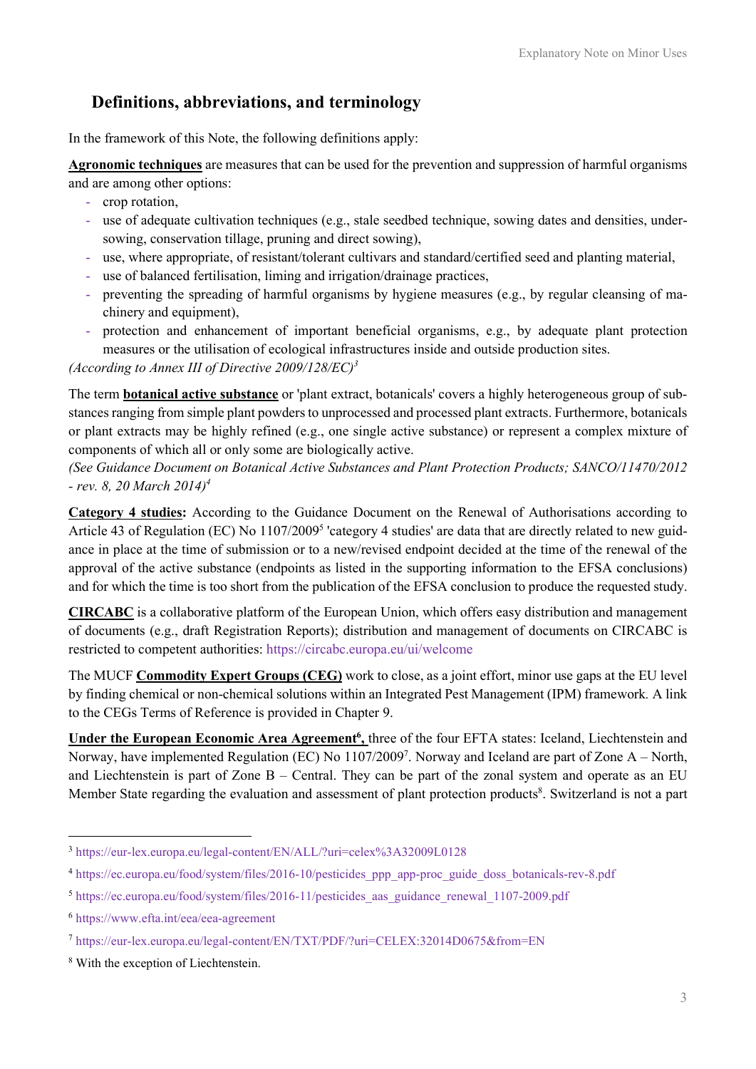## Definitions, abbreviations, and terminology

In the framework of this Note, the following definitions apply:

**Agronomic techniques** are measures that can be used for the prevention and suppression of harmful organisms and are among other options:

- crop rotation,
- use of adequate cultivation techniques (e.g., stale seedbed technique, sowing dates and densities, under-sowing, conservation tillage, pruning and direct sowing),
- use, where appropriate, of resistant/tolerant cultivars and standard/certified seed and planting material,
- use of balanced fertilisation, liming and irrigation/drainage practices,
- preventing the spreading of harmful organisms by hygiene measures (e.g., by regular cleansing of machinery and equipment),
- protection and enhancement of important beneficial organisms, e.g., by adequate plant protection measures or the utilisation of ecological infrastructures inside and outside production sites.

*(According to Annex III of Directive 2009/128/EC)*[3]

The term **botanical active substance** or 'plant extract, botanicals' covers a highly heterogeneous group of substances ranging from simple plant powders to unprocessed and processed plant extracts. Furthermore, botanicals or plant extracts may be highly refined (e.g., one single active substance) or represent a complex mixture of components of which all or only some are biologically active.

*(See Guidance Document on Botanical Active Substances and Plant Protection Products; SANCO/11470/2012 - rev. 8, 20 March 2014)*[4]

**Category 4 studies:** According to the Guidance Document on the Renewal of Authorisations according to Article 43 of Regulation (EC) No 1107/2009[5] 'category 4 studies' are data that are directly related to new guidance in place at the time of submission or to a new/revised endpoint decided at the time of the renewal of the approval of the active substance (endpoints as listed in the supporting information to the EFSA conclusions) and for which the time is too short from the publication of the EFSA conclusion to produce the requested study.

**CIRCABC** is a collaborative platform of the European Union, which offers easy distribution and management of documents (e.g., draft Registration Reports); distribution and management of documents on CIRCABC is restricted to competent authorities: https://circabc.europa.eu/ui/welcome

The MUCF **Commodity Expert Groups (CEG)** work to close, as a joint effort, minor use gaps at the EU level by finding chemical or non-chemical solutions within an Integrated Pest Management (IPM) framework. A link to the CEGs Terms of Reference is provided in Chapter 9.

**Under the European Economic Area Agreement**[6]**,** three of the four EFTA states: Iceland, Liechtenstein and Norway, have implemented Regulation (EC) No 1107/2009[7]. Norway and Iceland are part of Zone A – North, and Liechtenstein is part of Zone B – Central. They can be part of the zonal system and operate as an EU Member State regarding the evaluation and assessment of plant protection products[8]. Switzerland is not a part

---

[3] https://eur-lex.europa.eu/legal-content/EN/ALL/?uri=celex%3A32009L0128

[4] https://ec.europa.eu/food/system/files/2016-10/pesticides_ppp_app-proc_guide_doss_botanicals-rev-8.pdf

[5] https://ec.europa.eu/food/system/files/2016-11/pesticides_aas_guidance_renewal_1107-2009.pdf

[6] https://www.efta.int/eea/eea-agreement

[7] https://eur-lex.europa.eu/legal-content/EN/TXT/PDF/?uri=CELEX:32014D0675&from=EN

[8] With the exception of Liechtenstein.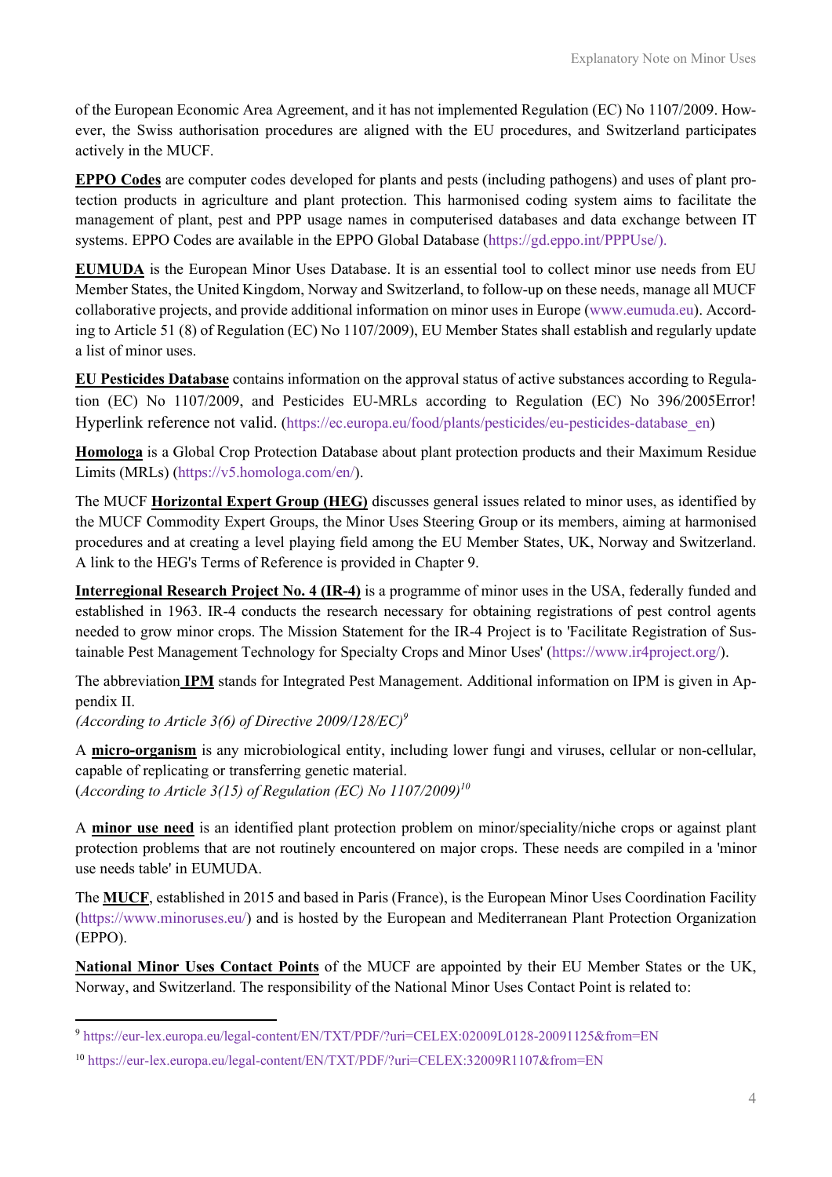of the European Economic Area Agreement, and it has not implemented Regulation (EC) No 1107/2009. However, the Swiss authorisation procedures are aligned with the EU procedures, and Switzerland participates actively in the MUCF.

**EPPO Codes** are computer codes developed for plants and pests (including pathogens) and uses of plant protection products in agriculture and plant protection. This harmonised coding system aims to facilitate the management of plant, pest and PPP usage names in computerised databases and data exchange between IT systems. EPPO Codes are available in the EPPO Global Database (https://gd.eppo.int/PPPUse/).

**EUMUDA** is the European Minor Uses Database. It is an essential tool to collect minor use needs from EU Member States, the United Kingdom, Norway and Switzerland, to follow-up on these needs, manage all MUCF collaborative projects, and provide additional information on minor uses in Europe (www.eumuda.eu). According to Article 51 (8) of Regulation (EC) No 1107/2009, EU Member States shall establish and regularly update a list of minor uses.

**EU Pesticides Database** contains information on the approval status of active substances according to Regulation (EC) No 1107/2009, and Pesticides EU-MRLs according to Regulation (EC) No 396/2005Error! Hyperlink reference not valid. (https://ec.europa.eu/food/plants/pesticides/eu-pesticides-database_en)

**Homologa** is a Global Crop Protection Database about plant protection products and their Maximum Residue Limits (MRLs) (https://v5.homologa.com/en/).

The MUCF **Horizontal Expert Group (HEG)** discusses general issues related to minor uses, as identified by the MUCF Commodity Expert Groups, the Minor Uses Steering Group or its members, aiming at harmonised procedures and at creating a level playing field among the EU Member States, UK, Norway and Switzerland. A link to the HEG's Terms of Reference is provided in Chapter 9.

**Interregional Research Project No. 4 (IR-4)** is a programme of minor uses in the USA, federally funded and established in 1963. IR-4 conducts the research necessary for obtaining registrations of pest control agents needed to grow minor crops. The Mission Statement for the IR-4 Project is to 'Facilitate Registration of Sustainable Pest Management Technology for Specialty Crops and Minor Uses' (https://www.ir4project.org/).

The abbreviation **IPM** stands for Integrated Pest Management. Additional information on IPM is given in Appendix II.
*(According to Article 3(6) of Directive 2009/128/EC)*[9]

A **micro-organism** is any microbiological entity, including lower fungi and viruses, cellular or non-cellular, capable of replicating or transferring genetic material.
(*According to Article 3(15) of Regulation (EC) No 1107/2009)*[10]

A **minor use need** is an identified plant protection problem on minor/speciality/niche crops or against plant protection problems that are not routinely encountered on major crops. These needs are compiled in a 'minor use needs table' in EUMUDA.

The **MUCF**, established in 2015 and based in Paris (France), is the European Minor Uses Coordination Facility (https://www.minoruses.eu/) and is hosted by the European and Mediterranean Plant Protection Organization (EPPO).

**National Minor Uses Contact Points** of the MUCF are appointed by their EU Member States or the UK, Norway, and Switzerland. The responsibility of the National Minor Uses Contact Point is related to:

---

[9] https://eur-lex.europa.eu/legal-content/EN/TXT/PDF/?uri=CELEX:02009L0128-20091125&from=EN

[10] https://eur-lex.europa.eu/legal-content/EN/TXT/PDF/?uri=CELEX:32009R1107&from=EN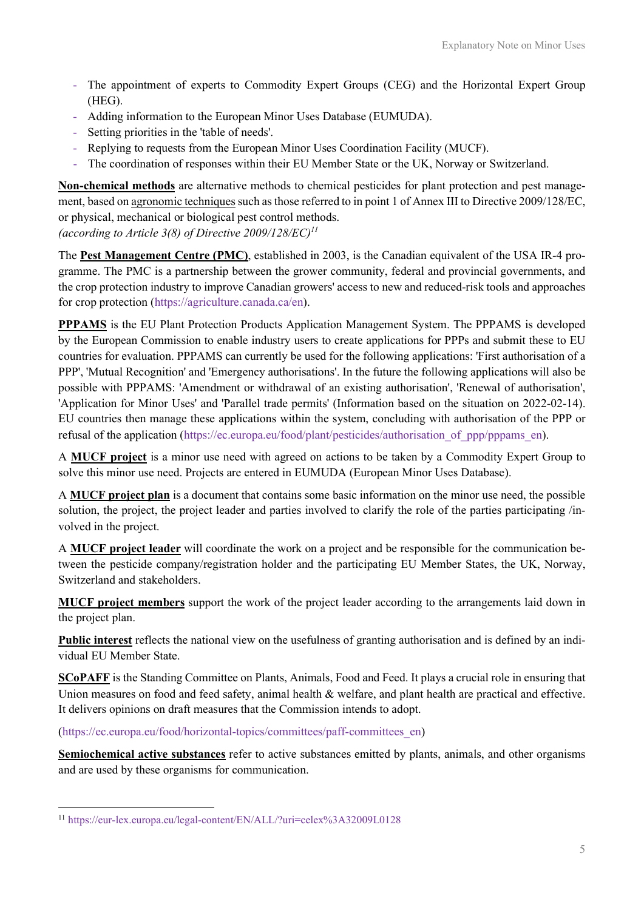- The appointment of experts to Commodity Expert Groups (CEG) and the Horizontal Expert Group (HEG).
- Adding information to the European Minor Uses Database (EUMUDA).
- Setting priorities in the 'table of needs'.
- Replying to requests from the European Minor Uses Coordination Facility (MUCF).
- The coordination of responses within their EU Member State or the UK, Norway or Switzerland.

**Non-chemical methods** are alternative methods to chemical pesticides for plant protection and pest management, based on agronomic techniques such as those referred to in point 1 of Annex III to Directive 2009/128/EC, or physical, mechanical or biological pest control methods.
*(according to Article 3(8) of Directive 2009/128/EC)*[11]

The **Pest Management Centre (PMC)**, established in 2003, is the Canadian equivalent of the USA IR-4 programme. The PMC is a partnership between the grower community, federal and provincial governments, and the crop protection industry to improve Canadian growers' access to new and reduced-risk tools and approaches for crop protection (https://agriculture.canada.ca/en).

**PPPAMS** is the EU Plant Protection Products Application Management System. The PPPAMS is developed by the European Commission to enable industry users to create applications for PPPs and submit these to EU countries for evaluation. PPPAMS can currently be used for the following applications: 'First authorisation of a PPP', 'Mutual Recognition' and 'Emergency authorisations'. In the future the following applications will also be possible with PPPAMS: 'Amendment or withdrawal of an existing authorisation', 'Renewal of authorisation', 'Application for Minor Uses' and 'Parallel trade permits' (Information based on the situation on 2022-02-14). EU countries then manage these applications within the system, concluding with authorisation of the PPP or refusal of the application (https://ec.europa.eu/food/plant/pesticides/authorisation_of_ppp/pppams_en).

A **MUCF project** is a minor use need with agreed on actions to be taken by a Commodity Expert Group to solve this minor use need. Projects are entered in EUMUDA (European Minor Uses Database).

A **MUCF project plan** is a document that contains some basic information on the minor use need, the possible solution, the project, the project leader and parties involved to clarify the role of the parties participating /involved in the project.

A **MUCF project leader** will coordinate the work on a project and be responsible for the communication between the pesticide company/registration holder and the participating EU Member States, the UK, Norway, Switzerland and stakeholders.

**MUCF project members** support the work of the project leader according to the arrangements laid down in the project plan.

**Public interest** reflects the national view on the usefulness of granting authorisation and is defined by an individual EU Member State.

**SCoPAFF** is the Standing Committee on Plants, Animals, Food and Feed. It plays a crucial role in ensuring that Union measures on food and feed safety, animal health & welfare, and plant health are practical and effective. It delivers opinions on draft measures that the Commission intends to adopt.

(https://ec.europa.eu/food/horizontal-topics/committees/paff-committees_en)

**Semiochemical active substances** refer to active substances emitted by plants, animals, and other organisms and are used by these organisms for communication.

---

[11] https://eur-lex.europa.eu/legal-content/EN/ALL/?uri=celex%3A32009L0128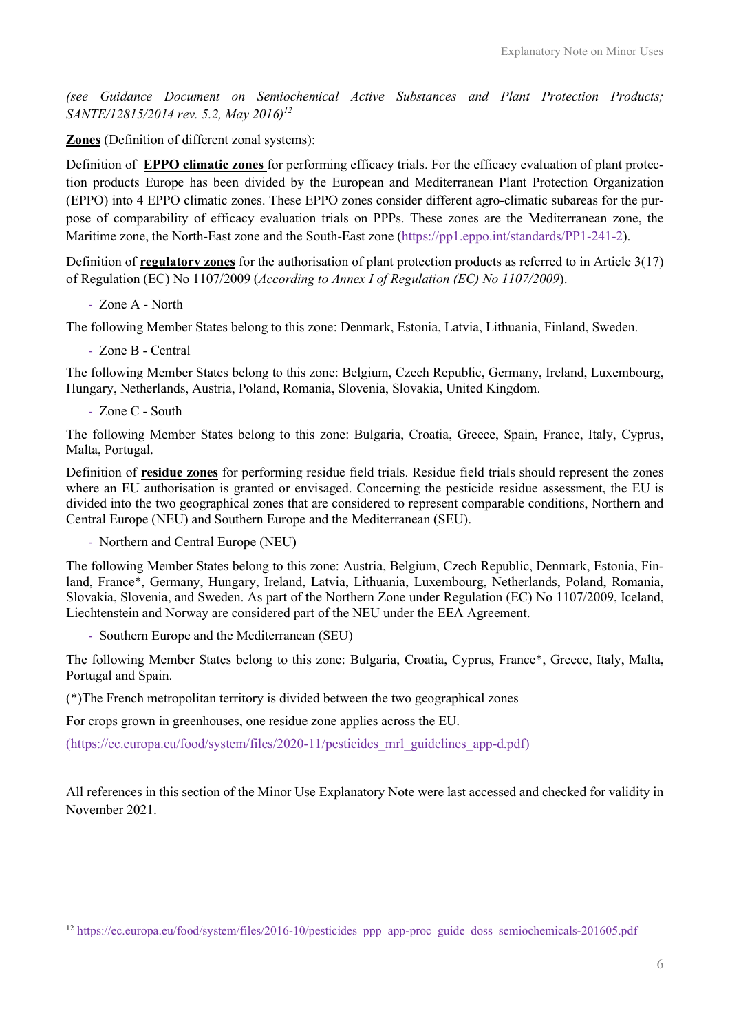*(see Guidance Document on Semiochemical Active Substances and Plant Protection Products; SANTE/12815/2014 rev. 5.2, May 2016)*[12]

**Zones** (Definition of different zonal systems):

Definition of **EPPO climatic zones** for performing efficacy trials. For the efficacy evaluation of plant protection products Europe has been divided by the European and Mediterranean Plant Protection Organization (EPPO) into 4 EPPO climatic zones. These EPPO zones consider different agro-climatic subareas for the purpose of comparability of efficacy evaluation trials on PPPs. These zones are the Mediterranean zone, the Maritime zone, the North-East zone and the South-East zone (https://pp1.eppo.int/standards/PP1-241-2).

Definition of **regulatory zones** for the authorisation of plant protection products as referred to in Article 3(17) of Regulation (EC) No 1107/2009 (*According to Annex I of Regulation (EC) No 1107/2009*).

- Zone A - North

The following Member States belong to this zone: Denmark, Estonia, Latvia, Lithuania, Finland, Sweden.

- Zone B - Central

The following Member States belong to this zone: Belgium, Czech Republic, Germany, Ireland, Luxembourg, Hungary, Netherlands, Austria, Poland, Romania, Slovenia, Slovakia, United Kingdom.

- Zone C - South

The following Member States belong to this zone: Bulgaria, Croatia, Greece, Spain, France, Italy, Cyprus, Malta, Portugal.

Definition of **residue zones** for performing residue field trials. Residue field trials should represent the zones where an EU authorisation is granted or envisaged. Concerning the pesticide residue assessment, the EU is divided into the two geographical zones that are considered to represent comparable conditions, Northern and Central Europe (NEU) and Southern Europe and the Mediterranean (SEU).

- Northern and Central Europe (NEU)

The following Member States belong to this zone: Austria, Belgium, Czech Republic, Denmark, Estonia, Finland, France*, Germany, Hungary, Ireland, Latvia, Lithuania, Luxembourg, Netherlands, Poland, Romania, Slovakia, Slovenia, and Sweden. As part of the Northern Zone under Regulation (EC) No 1107/2009, Iceland, Liechtenstein and Norway are considered part of the NEU under the EEA Agreement.

- Southern Europe and the Mediterranean (SEU)

The following Member States belong to this zone: Bulgaria, Croatia, Cyprus, France*, Greece, Italy, Malta, Portugal and Spain.

(*)The French metropolitan territory is divided between the two geographical zones

For crops grown in greenhouses, one residue zone applies across the EU.

(https://ec.europa.eu/food/system/files/2020-11/pesticides_mrl_guidelines_app-d.pdf)

All references in this section of the Minor Use Explanatory Note were last accessed and checked for validity in November 2021.

[12] https://ec.europa.eu/food/system/files/2016-10/pesticides_ppp_app-proc_guide_doss_semiochemicals-201605.pdf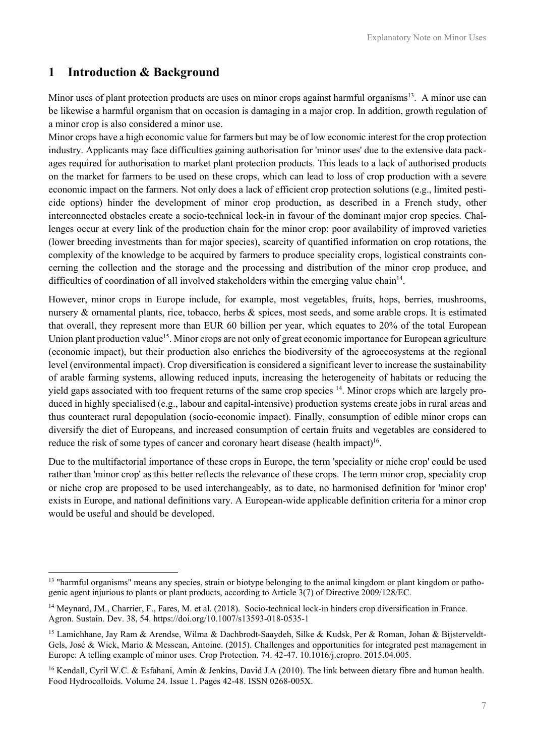# 1 Introduction & Background

Minor uses of plant protection products are uses on minor crops against harmful organisms[13]. A minor use can be likewise a harmful organism that on occasion is damaging in a major crop. In addition, growth regulation of a minor crop is also considered a minor use.

Minor crops have a high economic value for farmers but may be of low economic interest for the crop protection industry. Applicants may face difficulties gaining authorisation for 'minor uses' due to the extensive data packages required for authorisation to market plant protection products. This leads to a lack of authorised products on the market for farmers to be used on these crops, which can lead to loss of crop production with a severe economic impact on the farmers. Not only does a lack of efficient crop protection solutions (e.g., limited pesticide options) hinder the development of minor crop production, as described in a French study, other interconnected obstacles create a socio-technical lock-in in favour of the dominant major crop species. Challenges occur at every link of the production chain for the minor crop: poor availability of improved varieties (lower breeding investments than for major species), scarcity of quantified information on crop rotations, the complexity of the knowledge to be acquired by farmers to produce speciality crops, logistical constraints concerning the collection and the storage and the processing and distribution of the minor crop produce, and difficulties of coordination of all involved stakeholders within the emerging value chain[14].

However, minor crops in Europe include, for example, most vegetables, fruits, hops, berries, mushrooms, nursery & ornamental plants, rice, tobacco, herbs & spices, most seeds, and some arable crops. It is estimated that overall, they represent more than EUR 60 billion per year, which equates to 20% of the total European Union plant production value[15]. Minor crops are not only of great economic importance for European agriculture (economic impact), but their production also enriches the biodiversity of the agroecosystems at the regional level (environmental impact). Crop diversification is considered a significant lever to increase the sustainability of arable farming systems, allowing reduced inputs, increasing the heterogeneity of habitats or reducing the yield gaps associated with too frequent returns of the same crop species [14]. Minor crops which are largely produced in highly specialised (e.g., labour and capital-intensive) production systems create jobs in rural areas and thus counteract rural depopulation (socio-economic impact). Finally, consumption of edible minor crops can diversify the diet of Europeans, and increased consumption of certain fruits and vegetables are considered to reduce the risk of some types of cancer and coronary heart disease (health impact)[16].

Due to the multifactorial importance of these crops in Europe, the term 'speciality or niche crop' could be used rather than 'minor crop' as this better reflects the relevance of these crops. The term minor crop, speciality crop or niche crop are proposed to be used interchangeably, as to date, no harmonised definition for 'minor crop' exists in Europe, and national definitions vary. A European-wide applicable definition criteria for a minor crop would be useful and should be developed.

---

[13] "harmful organisms" means any species, strain or biotype belonging to the animal kingdom or plant kingdom or pathogenic agent injurious to plants or plant products, according to Article 3(7) of Directive 2009/128/EC.

[14] Meynard, JM., Charrier, F., Fares, M. et al. (2018). Socio-technical lock-in hinders crop diversification in France. Agron. Sustain. Dev. 38, 54. https://doi.org/10.1007/s13593-018-0535-1

[15] Lamichhane, Jay Ram & Arendse, Wilma & Dachbrodt-Saaydeh, Silke & Kudsk, Per & Roman, Johan & Bijsterveldt-Gels, José & Wick, Mario & Messean, Antoine. (2015). Challenges and opportunities for integrated pest management in Europe: A telling example of minor uses. Crop Protection. 74. 42-47. 10.1016/j.cropro. 2015.04.005.

[16] Kendall, Cyril W.C. & Esfahani, Amin & Jenkins, David J.A (2010). The link between dietary fibre and human health. Food Hydrocolloids. Volume 24. Issue 1. Pages 42-48. ISSN 0268-005X.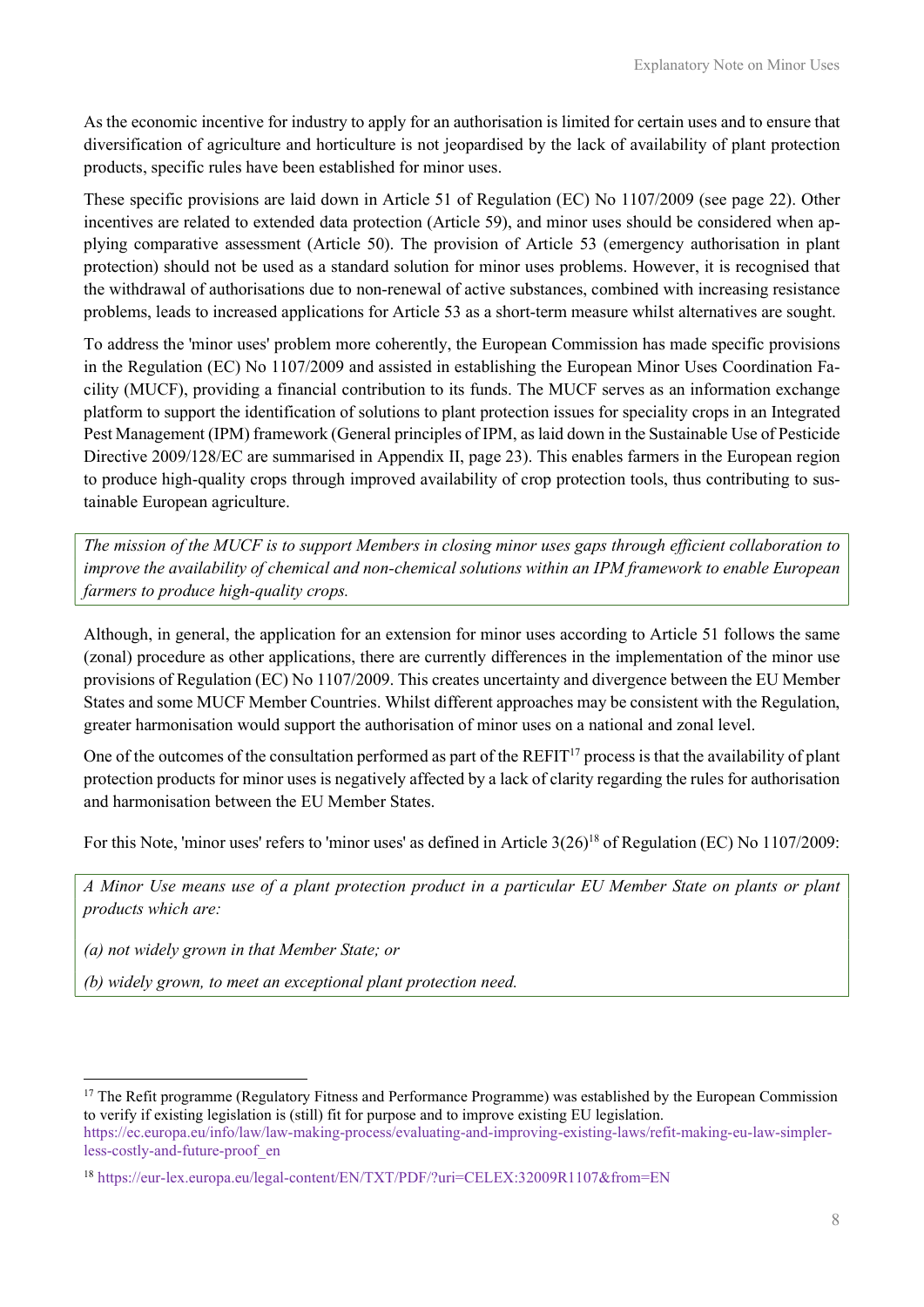As the economic incentive for industry to apply for an authorisation is limited for certain uses and to ensure that diversification of agriculture and horticulture is not jeopardised by the lack of availability of plant protection products, specific rules have been established for minor uses.

These specific provisions are laid down in Article 51 of Regulation (EC) No 1107/2009 (see page 22). Other incentives are related to extended data protection (Article 59), and minor uses should be considered when applying comparative assessment (Article 50). The provision of Article 53 (emergency authorisation in plant protection) should not be used as a standard solution for minor uses problems. However, it is recognised that the withdrawal of authorisations due to non-renewal of active substances, combined with increasing resistance problems, leads to increased applications for Article 53 as a short-term measure whilst alternatives are sought.

To address the 'minor uses' problem more coherently, the European Commission has made specific provisions in the Regulation (EC) No 1107/2009 and assisted in establishing the European Minor Uses Coordination Facility (MUCF), providing a financial contribution to its funds. The MUCF serves as an information exchange platform to support the identification of solutions to plant protection issues for speciality crops in an Integrated Pest Management (IPM) framework (General principles of IPM, as laid down in the Sustainable Use of Pesticide Directive 2009/128/EC are summarised in Appendix II, page 23). This enables farmers in the European region to produce high-quality crops through improved availability of crop protection tools, thus contributing to sustainable European agriculture.

> *The mission of the MUCF is to support Members in closing minor uses gaps through efficient collaboration to improve the availability of chemical and non-chemical solutions within an IPM framework to enable European farmers to produce high-quality crops.*

Although, in general, the application for an extension for minor uses according to Article 51 follows the same (zonal) procedure as other applications, there are currently differences in the implementation of the minor use provisions of Regulation (EC) No 1107/2009. This creates uncertainty and divergence between the EU Member States and some MUCF Member Countries. Whilst different approaches may be consistent with the Regulation, greater harmonisation would support the authorisation of minor uses on a national and zonal level.

One of the outcomes of the consultation performed as part of the REFIT[17] process is that the availability of plant protection products for minor uses is negatively affected by a lack of clarity regarding the rules for authorisation and harmonisation between the EU Member States.

For this Note, 'minor uses' refers to 'minor uses' as defined in Article 3(26)[18] of Regulation (EC) No 1107/2009:

> *A Minor Use means use of a plant protection product in a particular EU Member State on plants or plant products which are:*
>
> *(a) not widely grown in that Member State; or*
>
> *(b) widely grown, to meet an exceptional plant protection need.*

---

[17] The Refit programme (Regulatory Fitness and Performance Programme) was established by the European Commission to verify if existing legislation is (still) fit for purpose and to improve existing EU legislation. https://ec.europa.eu/info/law/law-making-process/evaluating-and-improving-existing-laws/refit-making-eu-law-simpler-less-costly-and-future-proof_en

[18] https://eur-lex.europa.eu/legal-content/EN/TXT/PDF/?uri=CELEX:32009R1107&from=EN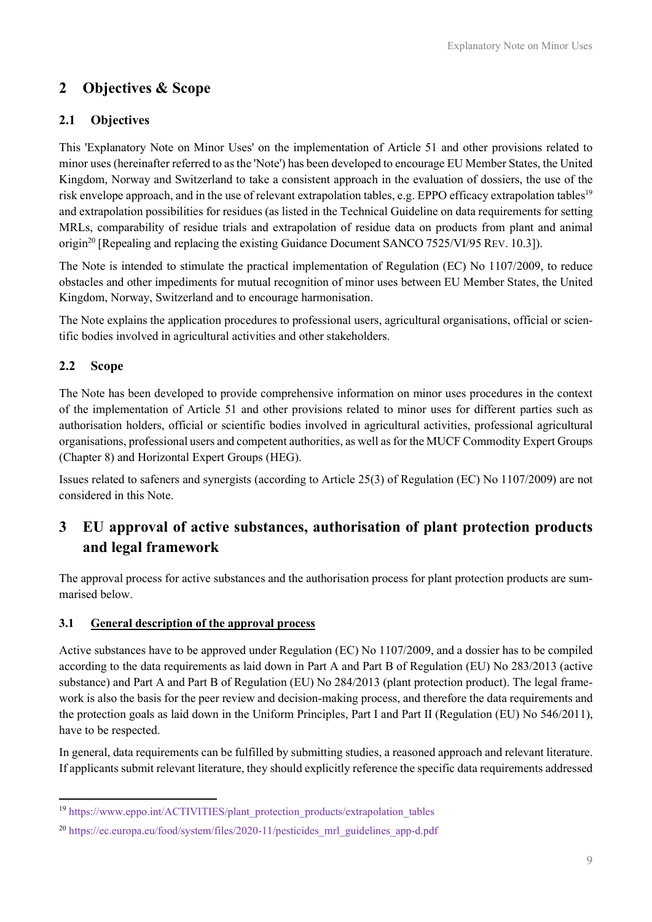# 2 Objectives & Scope

## 2.1 Objectives

This 'Explanatory Note on Minor Uses' on the implementation of Article 51 and other provisions related to minor uses (hereinafter referred to as the 'Note') has been developed to encourage EU Member States, the United Kingdom, Norway and Switzerland to take a consistent approach in the evaluation of dossiers, the use of the risk envelope approach, and in the use of relevant extrapolation tables, e.g. EPPO efficacy extrapolation tables[19] and extrapolation possibilities for residues (as listed in the Technical Guideline on data requirements for setting MRLs, comparability of residue trials and extrapolation of residue data on products from plant and animal origin[20] [Repealing and replacing the existing Guidance Document SANCO 7525/VI/95 REV. 10.3]).

The Note is intended to stimulate the practical implementation of Regulation (EC) No 1107/2009, to reduce obstacles and other impediments for mutual recognition of minor uses between EU Member States, the United Kingdom, Norway, Switzerland and to encourage harmonisation.

The Note explains the application procedures to professional users, agricultural organisations, official or scientific bodies involved in agricultural activities and other stakeholders.

## 2.2 Scope

The Note has been developed to provide comprehensive information on minor uses procedures in the context of the implementation of Article 51 and other provisions related to minor uses for different parties such as authorisation holders, official or scientific bodies involved in agricultural activities, professional agricultural organisations, professional users and competent authorities, as well as for the MUCF Commodity Expert Groups (Chapter 8) and Horizontal Expert Groups (HEG).

Issues related to safeners and synergists (according to Article 25(3) of Regulation (EC) No 1107/2009) are not considered in this Note.

# 3 EU approval of active substances, authorisation of plant protection products and legal framework

The approval process for active substances and the authorisation process for plant protection products are summarised below.

## 3.1 General description of the approval process

Active substances have to be approved under Regulation (EC) No 1107/2009, and a dossier has to be compiled according to the data requirements as laid down in Part A and Part B of Regulation (EU) No 283/2013 (active substance) and Part A and Part B of Regulation (EU) No 284/2013 (plant protection product). The legal framework is also the basis for the peer review and decision-making process, and therefore the data requirements and the protection goals as laid down in the Uniform Principles, Part I and Part II (Regulation (EU) No 546/2011), have to be respected.

In general, data requirements can be fulfilled by submitting studies, a reasoned approach and relevant literature. If applicants submit relevant literature, they should explicitly reference the specific data requirements addressed

[19] https://www.eppo.int/ACTIVITIES/plant_protection_products/extrapolation_tables

[20] https://ec.europa.eu/food/system/files/2020-11/pesticides_mrl_guidelines_app-d.pdf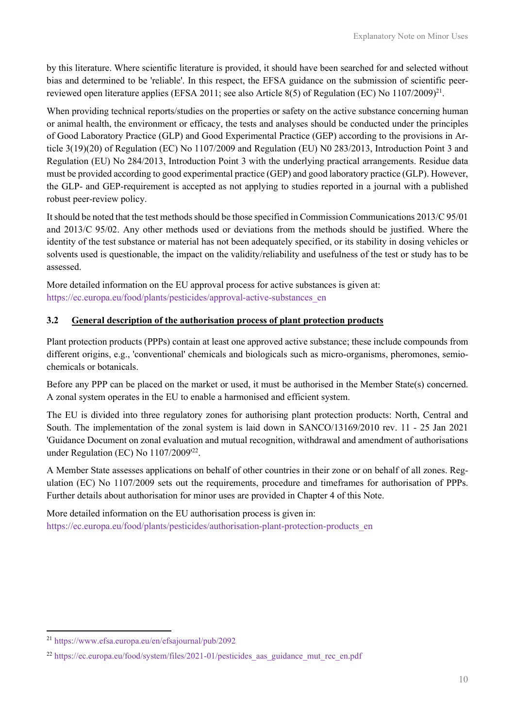by this literature. Where scientific literature is provided, it should have been searched for and selected without bias and determined to be 'reliable'. In this respect, the EFSA guidance on the submission of scientific peer-reviewed open literature applies (EFSA 2011; see also Article 8(5) of Regulation (EC) No 1107/2009)[21].

When providing technical reports/studies on the properties or safety on the active substance concerning human or animal health, the environment or efficacy, the tests and analyses should be conducted under the principles of Good Laboratory Practice (GLP) and Good Experimental Practice (GEP) according to the provisions in Article 3(19)(20) of Regulation (EC) No 1107/2009 and Regulation (EU) N0 283/2013, Introduction Point 3 and Regulation (EU) No 284/2013, Introduction Point 3 with the underlying practical arrangements. Residue data must be provided according to good experimental practice (GEP) and good laboratory practice (GLP). However, the GLP- and GEP-requirement is accepted as not applying to studies reported in a journal with a published robust peer-review policy.

It should be noted that the test methods should be those specified in Commission Communications 2013/C 95/01 and 2013/C 95/02. Any other methods used or deviations from the methods should be justified. Where the identity of the test substance or material has not been adequately specified, or its stability in dosing vehicles or solvents used is questionable, the impact on the validity/reliability and usefulness of the test or study has to be assessed.

More detailed information on the EU approval process for active substances is given at:
https://ec.europa.eu/food/plants/pesticides/approval-active-substances_en

## 3.2 General description of the authorisation process of plant protection products

Plant protection products (PPPs) contain at least one approved active substance; these include compounds from different origins, e.g., 'conventional' chemicals and biologicals such as micro-organisms, pheromones, semiochemicals or botanicals.

Before any PPP can be placed on the market or used, it must be authorised in the Member State(s) concerned. A zonal system operates in the EU to enable a harmonised and efficient system.

The EU is divided into three regulatory zones for authorising plant protection products: North, Central and South. The implementation of the zonal system is laid down in SANCO/13169/2010 rev. 11 - 25 Jan 2021 'Guidance Document on zonal evaluation and mutual recognition, withdrawal and amendment of authorisations under Regulation (EC) No 1107/2009'[22].

A Member State assesses applications on behalf of other countries in their zone or on behalf of all zones. Regulation (EC) No 1107/2009 sets out the requirements, procedure and timeframes for authorisation of PPPs. Further details about authorisation for minor uses are provided in Chapter 4 of this Note.

More detailed information on the EU authorisation process is given in:
https://ec.europa.eu/food/plants/pesticides/authorisation-plant-protection-products_en

---

[21] https://www.efsa.europa.eu/en/efsajournal/pub/2092

[22] https://ec.europa.eu/food/system/files/2021-01/pesticides_aas_guidance_mut_rec_en.pdf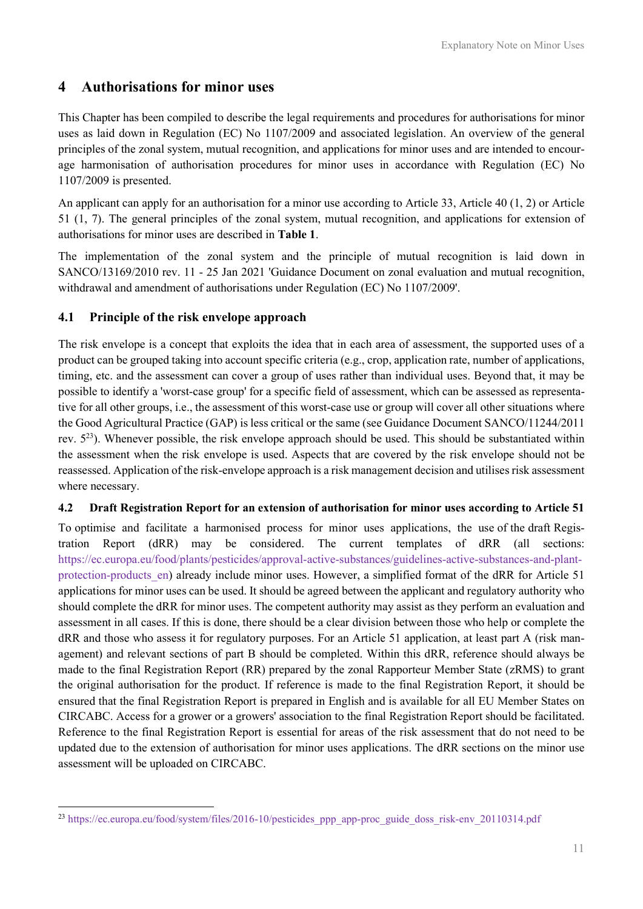# 4 Authorisations for minor uses

This Chapter has been compiled to describe the legal requirements and procedures for authorisations for minor uses as laid down in Regulation (EC) No 1107/2009 and associated legislation. An overview of the general principles of the zonal system, mutual recognition, and applications for minor uses and are intended to encourage harmonisation of authorisation procedures for minor uses in accordance with Regulation (EC) No 1107/2009 is presented.

An applicant can apply for an authorisation for a minor use according to Article 33, Article 40 (1, 2) or Article 51 (1, 7). The general principles of the zonal system, mutual recognition, and applications for extension of authorisations for minor uses are described in **Table 1**.

The implementation of the zonal system and the principle of mutual recognition is laid down in SANCO/13169/2010 rev. 11 - 25 Jan 2021 'Guidance Document on zonal evaluation and mutual recognition, withdrawal and amendment of authorisations under Regulation (EC) No 1107/2009'.

## 4.1 Principle of the risk envelope approach

The risk envelope is a concept that exploits the idea that in each area of assessment, the supported uses of a product can be grouped taking into account specific criteria (e.g., crop, application rate, number of applications, timing, etc. and the assessment can cover a group of uses rather than individual uses. Beyond that, it may be possible to identify a 'worst-case group' for a specific field of assessment, which can be assessed as representative for all other groups, i.e., the assessment of this worst-case use or group will cover all other situations where the Good Agricultural Practice (GAP) is less critical or the same (see Guidance Document SANCO/11244/2011 rev. 5[23]). Whenever possible, the risk envelope approach should be used. This should be substantiated within the assessment when the risk envelope is used. Aspects that are covered by the risk envelope should not be reassessed. Application of the risk-envelope approach is a risk management decision and utilises risk assessment where necessary.

## 4.2 Draft Registration Report for an extension of authorisation for minor uses according to Article 51

To optimise and facilitate a harmonised process for minor uses applications, the use of the draft Registration Report (dRR) may be considered. The current templates of dRR (all sections: https://ec.europa.eu/food/plants/pesticides/approval-active-substances/guidelines-active-substances-and-plant-protection-products_en) already include minor uses. However, a simplified format of the dRR for Article 51 applications for minor uses can be used. It should be agreed between the applicant and regulatory authority who should complete the dRR for minor uses. The competent authority may assist as they perform an evaluation and assessment in all cases. If this is done, there should be a clear division between those who help or complete the dRR and those who assess it for regulatory purposes. For an Article 51 application, at least part A (risk management) and relevant sections of part B should be completed. Within this dRR, reference should always be made to the final Registration Report (RR) prepared by the zonal Rapporteur Member State (zRMS) to grant the original authorisation for the product. If reference is made to the final Registration Report, it should be ensured that the final Registration Report is prepared in English and is available for all EU Member States on CIRCABC. Access for a grower or a growers' association to the final Registration Report should be facilitated. Reference to the final Registration Report is essential for areas of the risk assessment that do not need to be updated due to the extension of authorisation for minor uses applications. The dRR sections on the minor use assessment will be uploaded on CIRCABC.

[23] https://ec.europa.eu/food/system/files/2016-10/pesticides_ppp_app-proc_guide_doss_risk-env_20110314.pdf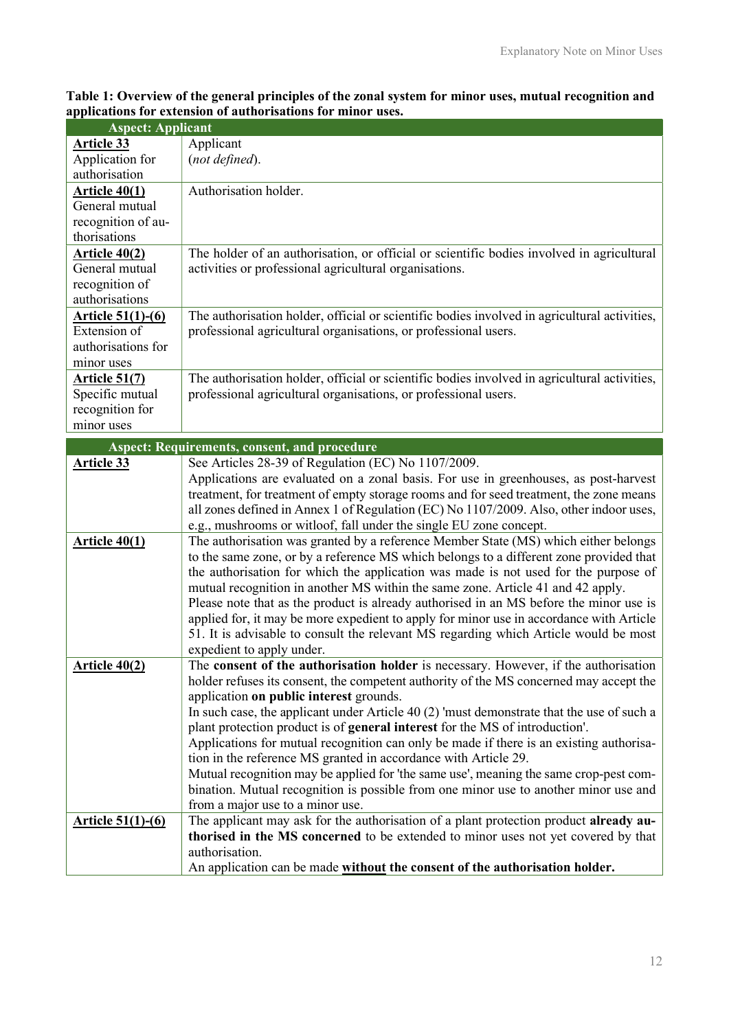**Table 1: Overview of the general principles of the zonal system for minor uses, mutual recognition and applications for extension of authorisations for minor uses.**

| **Aspect: Applicant** | |
|---|---|
| **Article 33** Application for authorisation | Applicant (*not defined*). |
| **Article 40(1)** General mutual recognition of authorisations | Authorisation holder. |
| **Article 40(2)** General mutual recognition of authorisations | The holder of an authorisation, or official or scientific bodies involved in agricultural activities or professional agricultural organisations. |
| **Article 51(1)-(6)** Extension of authorisations for minor uses | The authorisation holder, official or scientific bodies involved in agricultural activities, professional agricultural organisations, or professional users. |
| **Article 51(7)** Specific mutual recognition for minor uses | The authorisation holder, official or scientific bodies involved in agricultural activities, professional agricultural organisations, or professional users. |

| **Aspect: Requirements, consent, and procedure** | |
|---|---|
| **Article 33** | See Articles 28-39 of Regulation (EC) No 1107/2009.<br>Applications are evaluated on a zonal basis. For use in greenhouses, as post-harvest treatment, for treatment of empty storage rooms and for seed treatment, the zone means all zones defined in Annex 1 of Regulation (EC) No 1107/2009. Also, other indoor uses, e.g., mushrooms or witloof, fall under the single EU zone concept. |
| **Article 40(1)** | The authorisation was granted by a reference Member State (MS) which either belongs to the same zone, or by a reference MS which belongs to a different zone provided that the authorisation for which the application was made is not used for the purpose of mutual recognition in another MS within the same zone. Article 41 and 42 apply.<br>Please note that as the product is already authorised in an MS before the minor use is applied for, it may be more expedient to apply for minor use in accordance with Article 51. It is advisable to consult the relevant MS regarding which Article would be most expedient to apply under. |
| **Article 40(2)** | The **consent of the authorisation holder** is necessary. However, if the authorisation holder refuses its consent, the competent authority of the MS concerned may accept the application **on public interest** grounds.<br>In such case, the applicant under Article 40 (2) 'must demonstrate that the use of such a plant protection product is of **general interest** for the MS of introduction'.<br>Applications for mutual recognition can only be made if there is an existing authorisation in the reference MS granted in accordance with Article 29.<br>Mutual recognition may be applied for 'the same use', meaning the same crop-pest combination. Mutual recognition is possible from one minor use to another minor use and from a major use to a minor use. |
| **Article 51(1)-(6)** | The applicant may ask for the authorisation of a plant protection product **already authorised in the MS concerned** to be extended to minor uses not yet covered by that authorisation.<br>An application can be made **without the consent of the authorisation holder.** |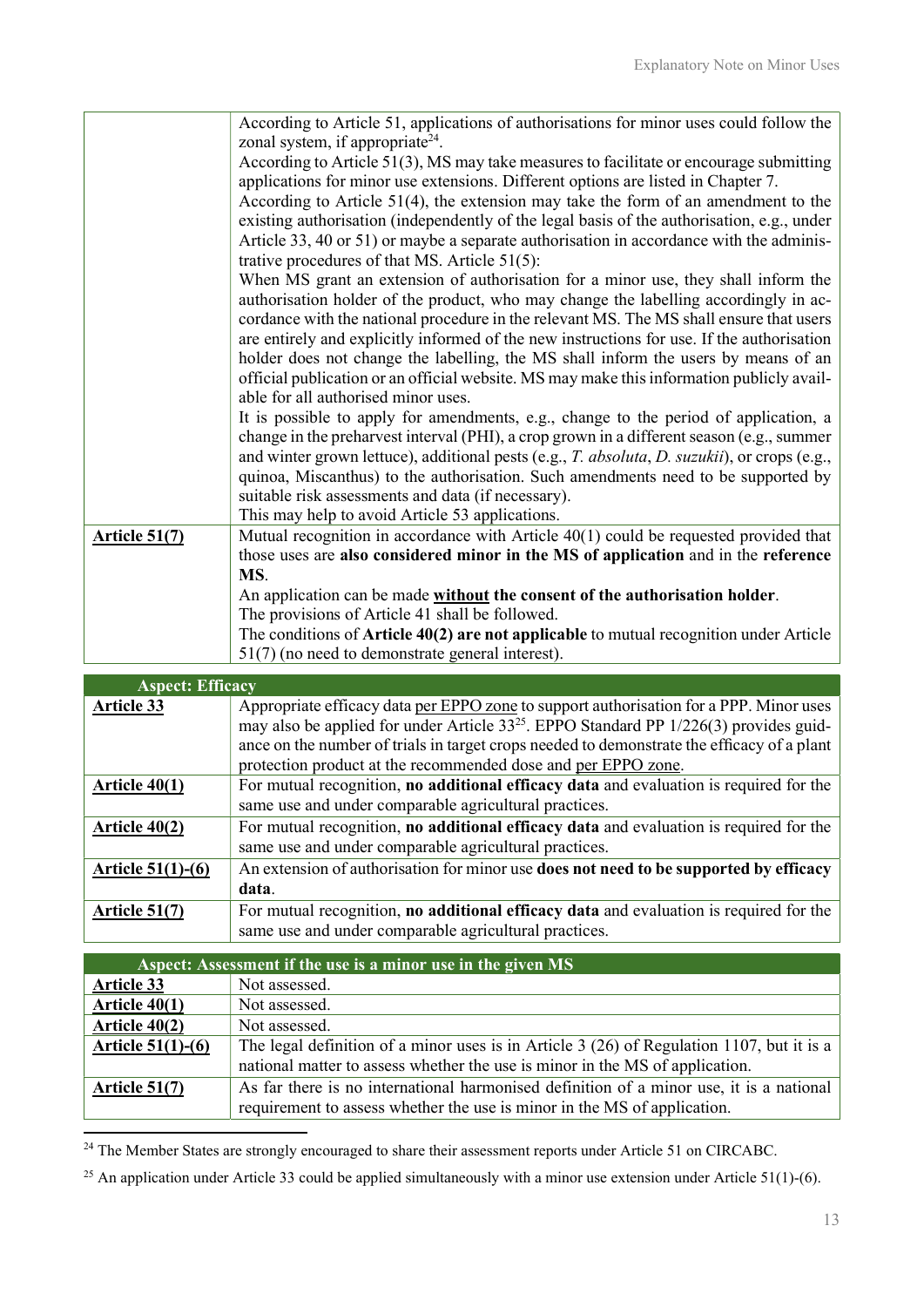| | |
|---|---|
| | According to Article 51, applications of authorisations for minor uses could follow the zonal system, if appropriate[24].<br>According to Article 51(3), MS may take measures to facilitate or encourage submitting applications for minor use extensions. Different options are listed in Chapter 7.<br>According to Article 51(4), the extension may take the form of an amendment to the existing authorisation (independently of the legal basis of the authorisation, e.g., under Article 33, 40 or 51) or maybe a separate authorisation in accordance with the administrative procedures of that MS. Article 51(5):<br>When MS grant an extension of authorisation for a minor use, they shall inform the authorisation holder of the product, who may change the labelling accordingly in accordance with the national procedure in the relevant MS. The MS shall ensure that users are entirely and explicitly informed of the new instructions for use. If the authorisation holder does not change the labelling, the MS shall inform the users by means of an official publication or an official website. MS may make this information publicly available for all authorised minor uses.<br>It is possible to apply for amendments, e.g., change to the period of application, a change in the preharvest interval (PHI), a crop grown in a different season (e.g., summer and winter grown lettuce), additional pests (e.g., *T. absoluta*, *D. suzukii*), or crops (e.g., quinoa, Miscanthus) to the authorisation. Such amendments need to be supported by suitable risk assessments and data (if necessary).<br>This may help to avoid Article 53 applications. |
| **Article 51(7)** | Mutual recognition in accordance with Article 40(1) could be requested provided that those uses are **also considered minor in the MS of application** and in the **reference MS**.<br>An application can be made **without the consent of the authorisation holder**.<br>The provisions of Article 41 shall be followed.<br>The conditions of **Article 40(2) are not applicable** to mutual recognition under Article 51(7) (no need to demonstrate general interest). |

| **Aspect: Efficacy** | |
|---|---|
| **Article 33** | Appropriate efficacy data per EPPO zone to support authorisation for a PPP. Minor uses may also be applied for under Article 33[25]. EPPO Standard PP 1/226(3) provides guidance on the number of trials in target crops needed to demonstrate the efficacy of a plant protection product at the recommended dose and per EPPO zone. |
| **Article 40(1)** | For mutual recognition, **no additional efficacy data** and evaluation is required for the same use and under comparable agricultural practices. |
| **Article 40(2)** | For mutual recognition, **no additional efficacy data** and evaluation is required for the same use and under comparable agricultural practices. |
| **Article 51(1)-(6)** | An extension of authorisation for minor use **does not need to be supported by efficacy data**. |
| **Article 51(7)** | For mutual recognition, **no additional efficacy data** and evaluation is required for the same use and under comparable agricultural practices. |

| **Aspect: Assessment if the use is a minor use in the given MS** | |
|---|---|
| **Article 33** | Not assessed. |
| **Article 40(1)** | Not assessed. |
| **Article 40(2)** | Not assessed. |
| **Article 51(1)-(6)** | The legal definition of a minor uses is in Article 3 (26) of Regulation 1107, but it is a national matter to assess whether the use is minor in the MS of application. |
| **Article 51(7)** | As far there is no international harmonised definition of a minor use, it is a national requirement to assess whether the use is minor in the MS of application. |

[24] The Member States are strongly encouraged to share their assessment reports under Article 51 on CIRCABC.

[25] An application under Article 33 could be applied simultaneously with a minor use extension under Article 51(1)-(6).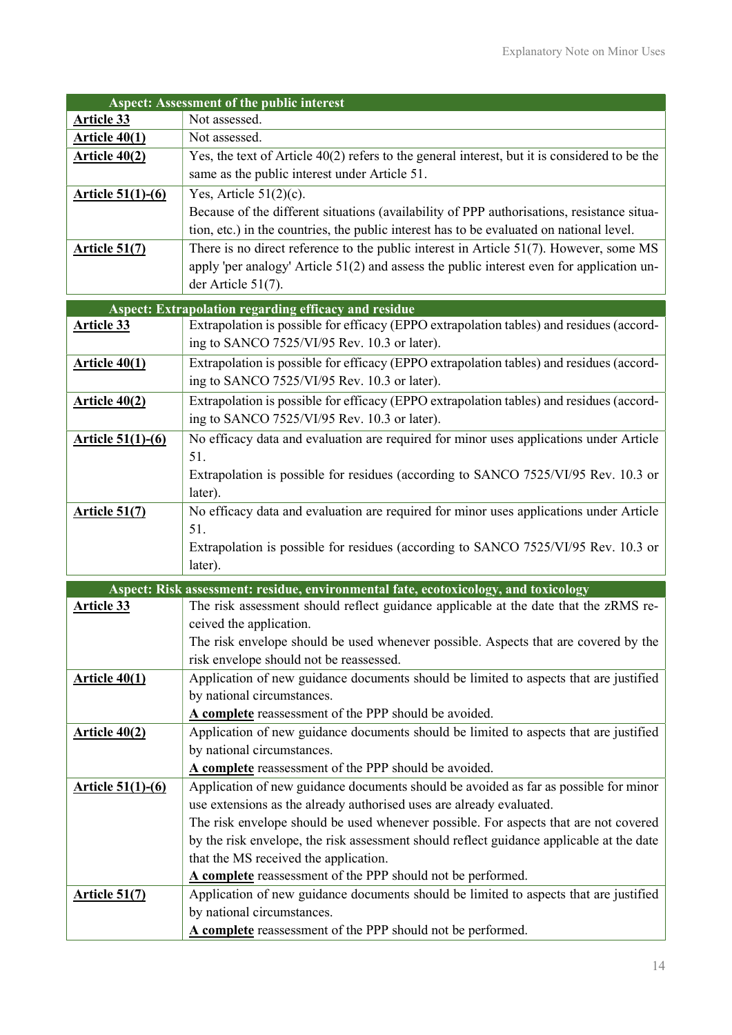| **Aspect: Assessment of the public interest** | |
|---|---|
| **Article 33** | Not assessed. |
| **Article 40(1)** | Not assessed. |
| **Article 40(2)** | Yes, the text of Article 40(2) refers to the general interest, but it is considered to be the same as the public interest under Article 51. |
| **Article 51(1)-(6)** | Yes, Article 51(2)(c).<br>Because of the different situations (availability of PPP authorisations, resistance situation, etc.) in the countries, the public interest has to be evaluated on national level. |
| **Article 51(7)** | There is no direct reference to the public interest in Article 51(7). However, some MS apply 'per analogy' Article 51(2) and assess the public interest even for application under Article 51(7). |

| **Aspect: Extrapolation regarding efficacy and residue** | |
|---|---|
| **Article 33** | Extrapolation is possible for efficacy (EPPO extrapolation tables) and residues (according to SANCO 7525/VI/95 Rev. 10.3 or later). |
| **Article 40(1)** | Extrapolation is possible for efficacy (EPPO extrapolation tables) and residues (according to SANCO 7525/VI/95 Rev. 10.3 or later). |
| **Article 40(2)** | Extrapolation is possible for efficacy (EPPO extrapolation tables) and residues (according to SANCO 7525/VI/95 Rev. 10.3 or later). |
| **Article 51(1)-(6)** | No efficacy data and evaluation are required for minor uses applications under Article 51.<br>Extrapolation is possible for residues (according to SANCO 7525/VI/95 Rev. 10.3 or later). |
| **Article 51(7)** | No efficacy data and evaluation are required for minor uses applications under Article 51.<br>Extrapolation is possible for residues (according to SANCO 7525/VI/95 Rev. 10.3 or later). |

| **Aspect: Risk assessment: residue, environmental fate, ecotoxicology, and toxicology** | |
|---|---|
| **Article 33** | The risk assessment should reflect guidance applicable at the date that the zRMS received the application.<br>The risk envelope should be used whenever possible. Aspects that are covered by the risk envelope should not be reassessed. |
| **Article 40(1)** | Application of new guidance documents should be limited to aspects that are justified by national circumstances.<br>**A complete** reassessment of the PPP should be avoided. |
| **Article 40(2)** | Application of new guidance documents should be limited to aspects that are justified by national circumstances.<br>**A complete** reassessment of the PPP should be avoided. |
| **Article 51(1)-(6)** | Application of new guidance documents should be avoided as far as possible for minor use extensions as the already authorised uses are already evaluated.<br>The risk envelope should be used whenever possible. For aspects that are not covered by the risk envelope, the risk assessment should reflect guidance applicable at the date that the MS received the application.<br>**A complete** reassessment of the PPP should not be performed. |
| **Article 51(7)** | Application of new guidance documents should be limited to aspects that are justified by national circumstances.<br>**A complete** reassessment of the PPP should not be performed. |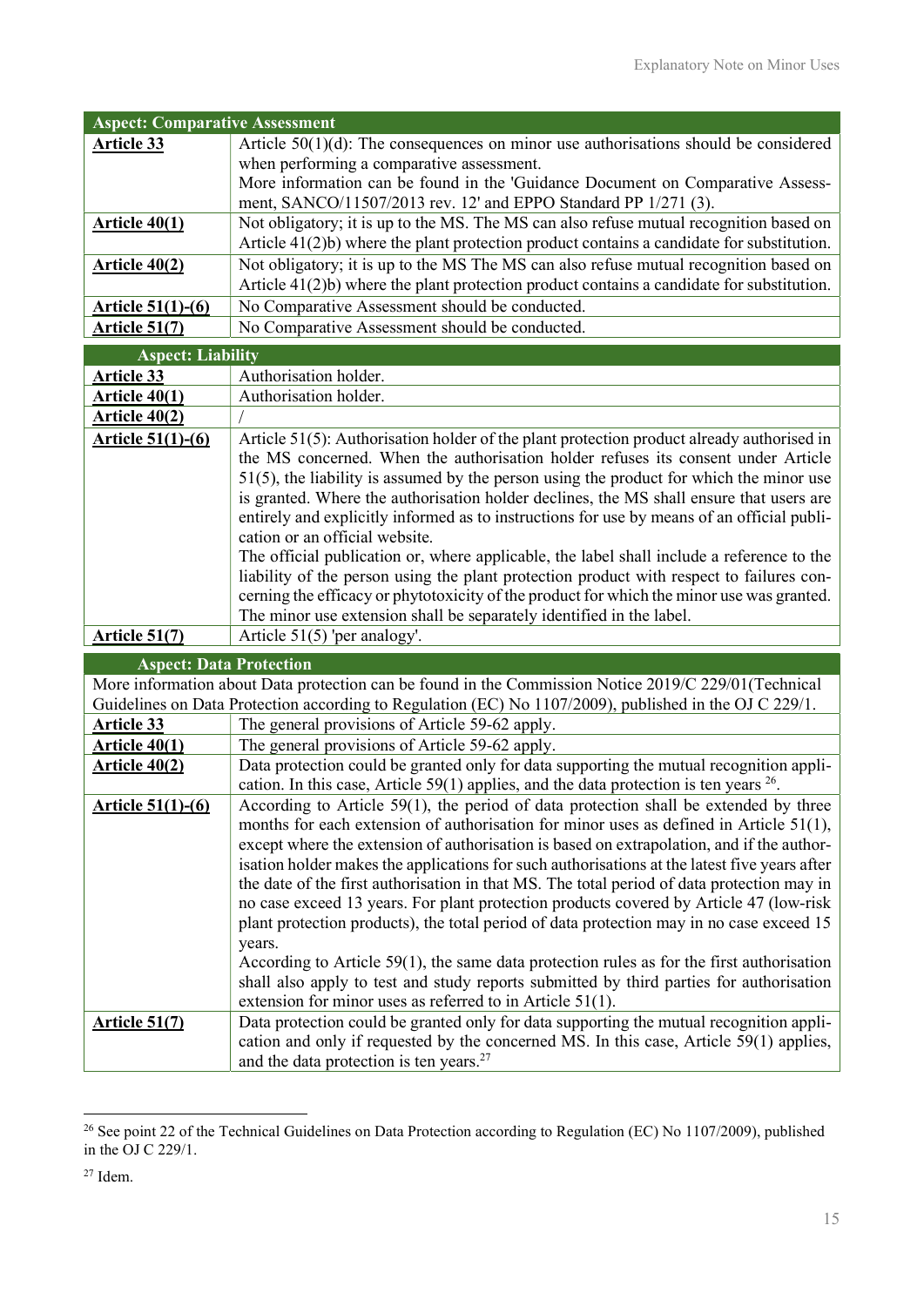| Aspect: Comparative Assessment | |
|---|---|
| **Article 33** | Article 50(1)(d): The consequences on minor use authorisations should be considered when performing a comparative assessment.<br>More information can be found in the 'Guidance Document on Comparative Assessment, SANCO/11507/2013 rev. 12' and EPPO Standard PP 1/271 (3). |
| **Article 40(1)** | Not obligatory; it is up to the MS. The MS can also refuse mutual recognition based on Article 41(2)b) where the plant protection product contains a candidate for substitution. |
| **Article 40(2)** | Not obligatory; it is up to the MS The MS can also refuse mutual recognition based on Article 41(2)b) where the plant protection product contains a candidate for substitution. |
| **Article 51(1)-(6)** | No Comparative Assessment should be conducted. |
| **Article 51(7)** | No Comparative Assessment should be conducted. |

| Aspect: Liability | |
|---|---|
| **Article 33** | Authorisation holder. |
| **Article 40(1)** | Authorisation holder. |
| **Article 40(2)** | / |
| **Article 51(1)-(6)** | Article 51(5): Authorisation holder of the plant protection product already authorised in the MS concerned. When the authorisation holder refuses its consent under Article 51(5), the liability is assumed by the person using the product for which the minor use is granted. Where the authorisation holder declines, the MS shall ensure that users are entirely and explicitly informed as to instructions for use by means of an official publication or an official website.<br>The official publication or, where applicable, the label shall include a reference to the liability of the person using the plant protection product with respect to failures concerning the efficacy or phytotoxicity of the product for which the minor use was granted. The minor use extension shall be separately identified in the label. |
| **Article 51(7)** | Article 51(5) 'per analogy'. |

| Aspect: Data Protection | |
|---|---|
| More information about Data protection can be found in the Commission Notice 2019/C 229/01(Technical Guidelines on Data Protection according to Regulation (EC) No 1107/2009), published in the OJ C 229/1. | |
| **Article 33** | The general provisions of Article 59-62 apply. |
| **Article 40(1)** | The general provisions of Article 59-62 apply. |
| **Article 40(2)** | Data protection could be granted only for data supporting the mutual recognition application. In this case, Article 59(1) applies, and the data protection is ten years [26]. |
| **Article 51(1)-(6)** | According to Article 59(1), the period of data protection shall be extended by three months for each extension of authorisation for minor uses as defined in Article 51(1), except where the extension of authorisation is based on extrapolation, and if the authorisation holder makes the applications for such authorisations at the latest five years after the date of the first authorisation in that MS. The total period of data protection may in no case exceed 13 years. For plant protection products covered by Article 47 (low-risk plant protection products), the total period of data protection may in no case exceed 15 years.<br>According to Article 59(1), the same data protection rules as for the first authorisation shall also apply to test and study reports submitted by third parties for authorisation extension for minor uses as referred to in Article 51(1). |
| **Article 51(7)** | Data protection could be granted only for data supporting the mutual recognition application and only if requested by the concerned MS. In this case, Article 59(1) applies, and the data protection is ten years.[27] |

[26] See point 22 of the Technical Guidelines on Data Protection according to Regulation (EC) No 1107/2009), published in the OJ C 229/1.

[27] Idem.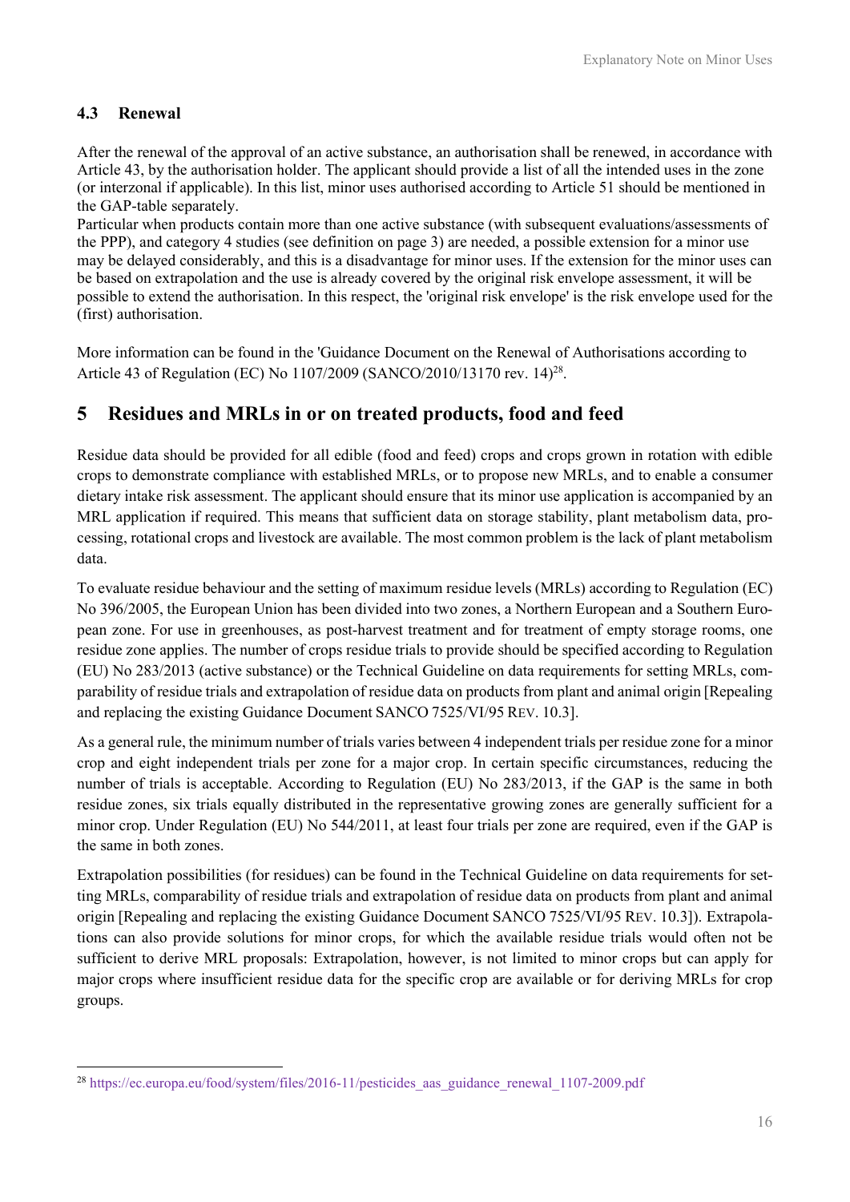### 4.3 Renewal

After the renewal of the approval of an active substance, an authorisation shall be renewed, in accordance with Article 43, by the authorisation holder. The applicant should provide a list of all the intended uses in the zone (or interzonal if applicable). In this list, minor uses authorised according to Article 51 should be mentioned in the GAP-table separately.
Particular when products contain more than one active substance (with subsequent evaluations/assessments of the PPP), and category 4 studies (see definition on page 3) are needed, a possible extension for a minor use may be delayed considerably, and this is a disadvantage for minor uses. If the extension for the minor uses can be based on extrapolation and the use is already covered by the original risk envelope assessment, it will be possible to extend the authorisation. In this respect, the 'original risk envelope' is the risk envelope used for the (first) authorisation.

More information can be found in the 'Guidance Document on the Renewal of Authorisations according to Article 43 of Regulation (EC) No 1107/2009 (SANCO/2010/13170 rev. 14)[28].

## 5 Residues and MRLs in or on treated products, food and feed

Residue data should be provided for all edible (food and feed) crops and crops grown in rotation with edible crops to demonstrate compliance with established MRLs, or to propose new MRLs, and to enable a consumer dietary intake risk assessment. The applicant should ensure that its minor use application is accompanied by an MRL application if required. This means that sufficient data on storage stability, plant metabolism data, processing, rotational crops and livestock are available. The most common problem is the lack of plant metabolism data.

To evaluate residue behaviour and the setting of maximum residue levels (MRLs) according to Regulation (EC) No 396/2005, the European Union has been divided into two zones, a Northern European and a Southern European zone. For use in greenhouses, as post-harvest treatment and for treatment of empty storage rooms, one residue zone applies. The number of crops residue trials to provide should be specified according to Regulation (EU) No 283/2013 (active substance) or the Technical Guideline on data requirements for setting MRLs, comparability of residue trials and extrapolation of residue data on products from plant and animal origin [Repealing and replacing the existing Guidance Document SANCO 7525/VI/95 REV. 10.3].

As a general rule, the minimum number of trials varies between 4 independent trials per residue zone for a minor crop and eight independent trials per zone for a major crop. In certain specific circumstances, reducing the number of trials is acceptable. According to Regulation (EU) No 283/2013, if the GAP is the same in both residue zones, six trials equally distributed in the representative growing zones are generally sufficient for a minor crop. Under Regulation (EU) No 544/2011, at least four trials per zone are required, even if the GAP is the same in both zones.

Extrapolation possibilities (for residues) can be found in the Technical Guideline on data requirements for setting MRLs, comparability of residue trials and extrapolation of residue data on products from plant and animal origin [Repealing and replacing the existing Guidance Document SANCO 7525/VI/95 REV. 10.3]). Extrapolations can also provide solutions for minor crops, for which the available residue trials would often not be sufficient to derive MRL proposals: Extrapolation, however, is not limited to minor crops but can apply for major crops where insufficient residue data for the specific crop are available or for deriving MRLs for crop groups.

---

[28] https://ec.europa.eu/food/system/files/2016-11/pesticides_aas_guidance_renewal_1107-2009.pdf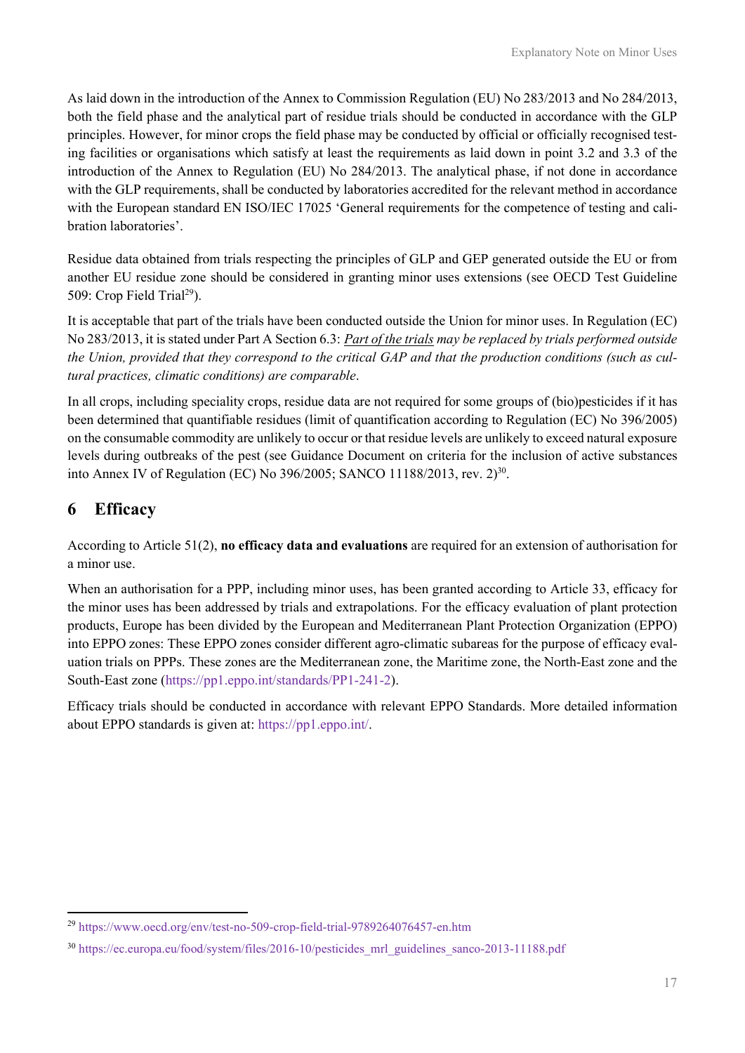As laid down in the introduction of the Annex to Commission Regulation (EU) No 283/2013 and No 284/2013, both the field phase and the analytical part of residue trials should be conducted in accordance with the GLP principles. However, for minor crops the field phase may be conducted by official or officially recognised testing facilities or organisations which satisfy at least the requirements as laid down in point 3.2 and 3.3 of the introduction of the Annex to Regulation (EU) No 284/2013. The analytical phase, if not done in accordance with the GLP requirements, shall be conducted by laboratories accredited for the relevant method in accordance with the European standard EN ISO/IEC 17025 'General requirements for the competence of testing and calibration laboratories'.

Residue data obtained from trials respecting the principles of GLP and GEP generated outside the EU or from another EU residue zone should be considered in granting minor uses extensions (see OECD Test Guideline 509: Crop Field Trial[29]).

It is acceptable that part of the trials have been conducted outside the Union for minor uses. In Regulation (EC) No 283/2013, it is stated under Part A Section 6.3: *Part of the trials may be replaced by trials performed outside the Union, provided that they correspond to the critical GAP and that the production conditions (such as cultural practices, climatic conditions) are comparable*.

In all crops, including speciality crops, residue data are not required for some groups of (bio)pesticides if it has been determined that quantifiable residues (limit of quantification according to Regulation (EC) No 396/2005) on the consumable commodity are unlikely to occur or that residue levels are unlikely to exceed natural exposure levels during outbreaks of the pest (see Guidance Document on criteria for the inclusion of active substances into Annex IV of Regulation (EC) No 396/2005; SANCO 11188/2013, rev. 2)[30].

# 6 Efficacy

According to Article 51(2), **no efficacy data and evaluations** are required for an extension of authorisation for a minor use.

When an authorisation for a PPP, including minor uses, has been granted according to Article 33, efficacy for the minor uses has been addressed by trials and extrapolations. For the efficacy evaluation of plant protection products, Europe has been divided by the European and Mediterranean Plant Protection Organization (EPPO) into EPPO zones: These EPPO zones consider different agro-climatic subareas for the purpose of efficacy evaluation trials on PPPs. These zones are the Mediterranean zone, the Maritime zone, the North-East zone and the South-East zone (https://pp1.eppo.int/standards/PP1-241-2).

Efficacy trials should be conducted in accordance with relevant EPPO Standards. More detailed information about EPPO standards is given at: https://pp1.eppo.int/.

---

[29] https://www.oecd.org/env/test-no-509-crop-field-trial-9789264076457-en.htm

[30] https://ec.europa.eu/food/system/files/2016-10/pesticides_mrl_guidelines_sanco-2013-11188.pdf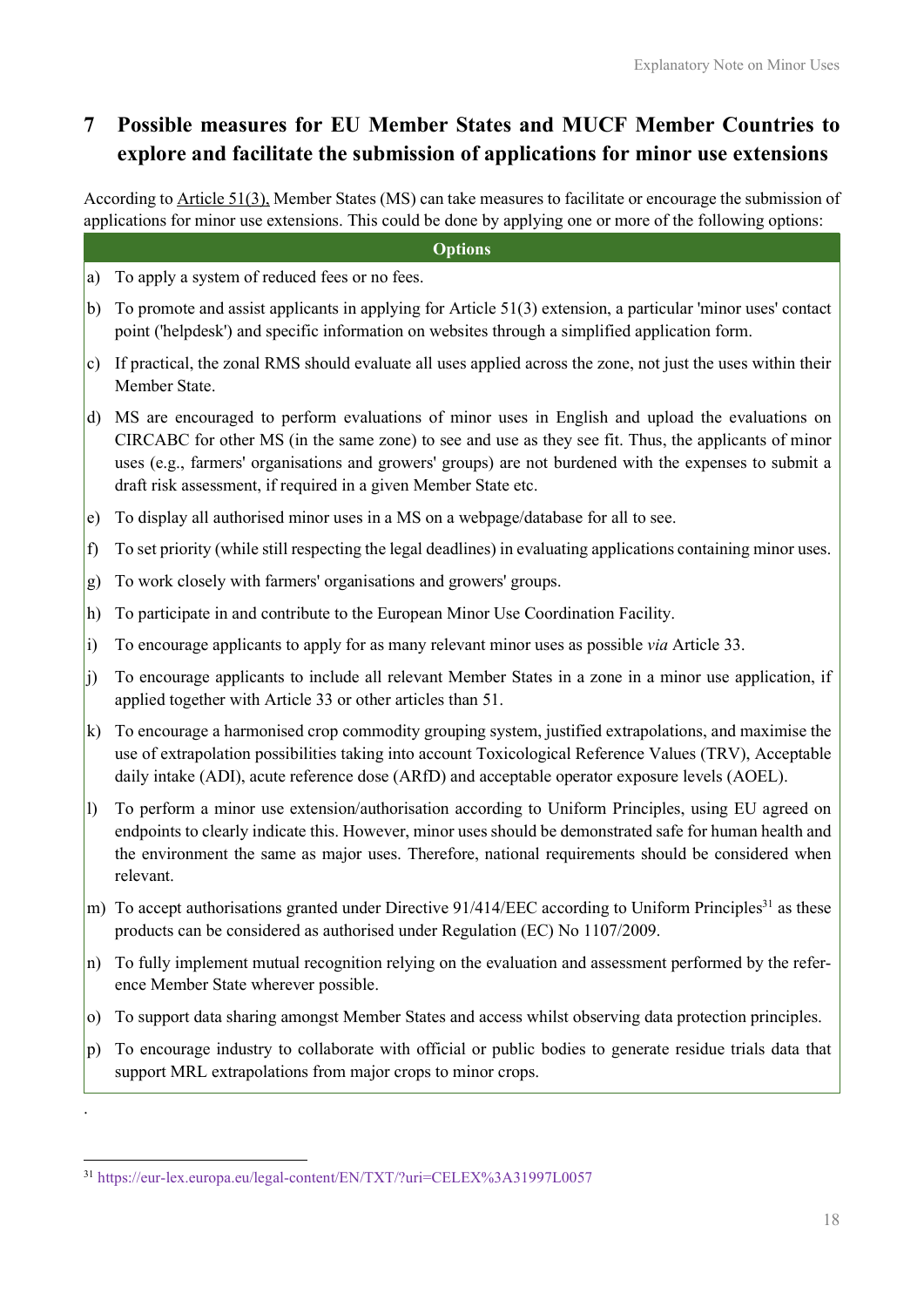# 7 Possible measures for EU Member States and MUCF Member Countries to explore and facilitate the submission of applications for minor use extensions

According to Article 51(3), Member States (MS) can take measures to facilitate or encourage the submission of applications for minor use extensions. This could be done by applying one or more of the following options:

| Options |
| --- |
| a) To apply a system of reduced fees or no fees. |
| b) To promote and assist applicants in applying for Article 51(3) extension, a particular 'minor uses' contact point ('helpdesk') and specific information on websites through a simplified application form. |
| c) If practical, the zonal RMS should evaluate all uses applied across the zone, not just the uses within their Member State. |
| d) MS are encouraged to perform evaluations of minor uses in English and upload the evaluations on CIRCABC for other MS (in the same zone) to see and use as they see fit. Thus, the applicants of minor uses (e.g., farmers' organisations and growers' groups) are not burdened with the expenses to submit a draft risk assessment, if required in a given Member State etc. |
| e) To display all authorised minor uses in a MS on a webpage/database for all to see. |
| f) To set priority (while still respecting the legal deadlines) in evaluating applications containing minor uses. |
| g) To work closely with farmers' organisations and growers' groups. |
| h) To participate in and contribute to the European Minor Use Coordination Facility. |
| i) To encourage applicants to apply for as many relevant minor uses as possible *via* Article 33. |
| j) To encourage applicants to include all relevant Member States in a zone in a minor use application, if applied together with Article 33 or other articles than 51. |
| k) To encourage a harmonised crop commodity grouping system, justified extrapolations, and maximise the use of extrapolation possibilities taking into account Toxicological Reference Values (TRV), Acceptable daily intake (ADI), acute reference dose (ARfD) and acceptable operator exposure levels (AOEL). |
| l) To perform a minor use extension/authorisation according to Uniform Principles, using EU agreed on endpoints to clearly indicate this. However, minor uses should be demonstrated safe for human health and the environment the same as major uses. Therefore, national requirements should be considered when relevant. |
| m) To accept authorisations granted under Directive 91/414/EEC according to Uniform Principles[31] as these products can be considered as authorised under Regulation (EC) No 1107/2009. |
| n) To fully implement mutual recognition relying on the evaluation and assessment performed by the reference Member State wherever possible. |
| o) To support data sharing amongst Member States and access whilst observing data protection principles. |
| p) To encourage industry to collaborate with official or public bodies to generate residue trials data that support MRL extrapolations from major crops to minor crops. |

.

[31] https://eur-lex.europa.eu/legal-content/EN/TXT/?uri=CELEX%3A31997L0057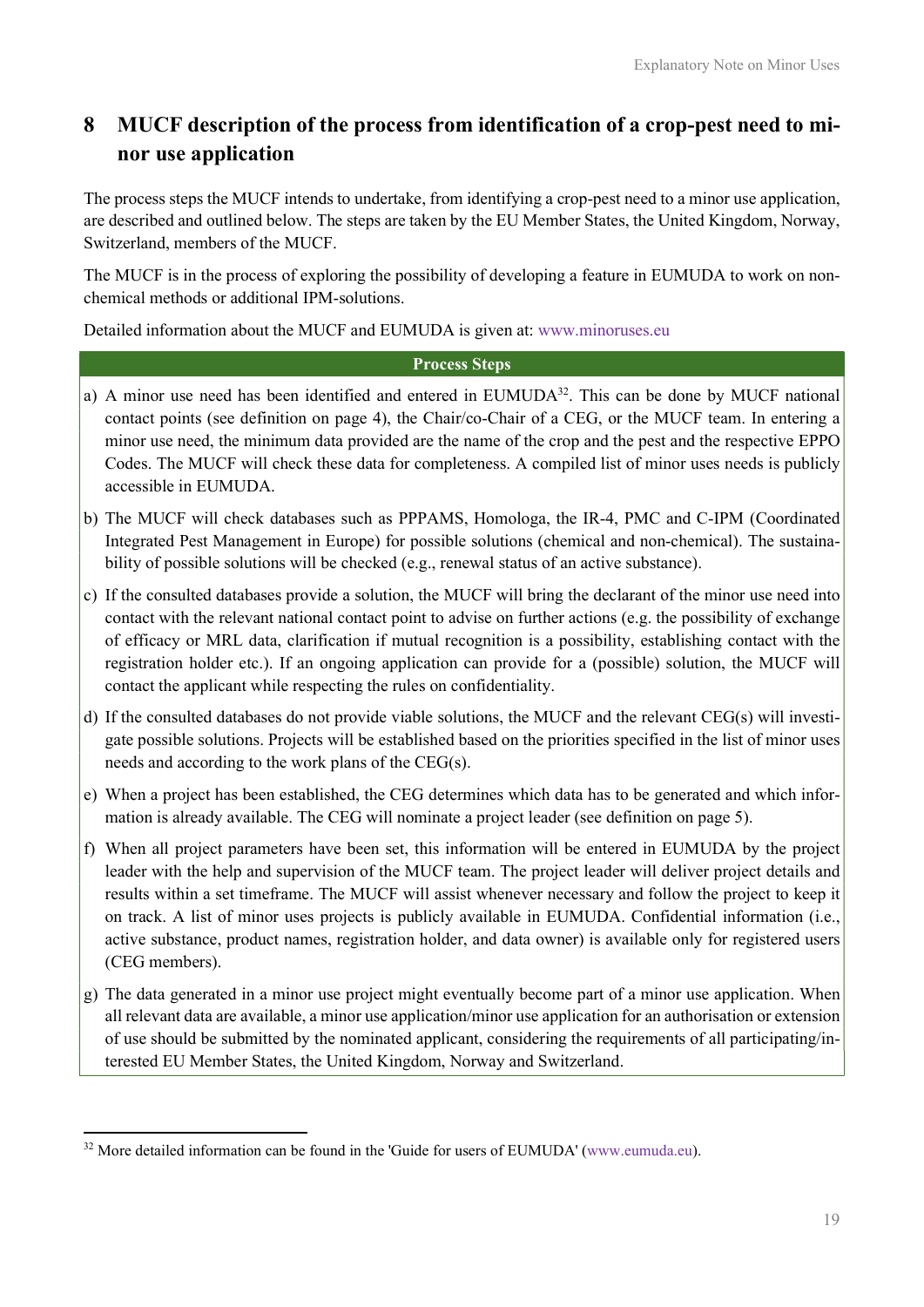# 8 MUCF description of the process from identification of a crop-pest need to minor use application

The process steps the MUCF intends to undertake, from identifying a crop-pest need to a minor use application, are described and outlined below. The steps are taken by the EU Member States, the United Kingdom, Norway, Switzerland, members of the MUCF.

The MUCF is in the process of exploring the possibility of developing a feature in EUMUDA to work on non-chemical methods or additional IPM-solutions.

Detailed information about the MUCF and EUMUDA is given at: www.minoruses.eu

| Process Steps |
|---|
| a) A minor use need has been identified and entered in EUMUDA[32]. This can be done by MUCF national contact points (see definition on page 4), the Chair/co-Chair of a CEG, or the MUCF team. In entering a minor use need, the minimum data provided are the name of the crop and the pest and the respective EPPO Codes. The MUCF will check these data for completeness. A compiled list of minor uses needs is publicly accessible in EUMUDA. |
| b) The MUCF will check databases such as PPPAMS, Homologa, the IR-4, PMC and C-IPM (Coordinated Integrated Pest Management in Europe) for possible solutions (chemical and non-chemical). The sustainability of possible solutions will be checked (e.g., renewal status of an active substance). |
| c) If the consulted databases provide a solution, the MUCF will bring the declarant of the minor use need into contact with the relevant national contact point to advise on further actions (e.g. the possibility of exchange of efficacy or MRL data, clarification if mutual recognition is a possibility, establishing contact with the registration holder etc.). If an ongoing application can provide for a (possible) solution, the MUCF will contact the applicant while respecting the rules on confidentiality. |
| d) If the consulted databases do not provide viable solutions, the MUCF and the relevant CEG(s) will investigate possible solutions. Projects will be established based on the priorities specified in the list of minor uses needs and according to the work plans of the CEG(s). |
| e) When a project has been established, the CEG determines which data has to be generated and which information is already available. The CEG will nominate a project leader (see definition on page 5). |
| f) When all project parameters have been set, this information will be entered in EUMUDA by the project leader with the help and supervision of the MUCF team. The project leader will deliver project details and results within a set timeframe. The MUCF will assist whenever necessary and follow the project to keep it on track. A list of minor uses projects is publicly available in EUMUDA. Confidential information (i.e., active substance, product names, registration holder, and data owner) is available only for registered users (CEG members). |
| g) The data generated in a minor use project might eventually become part of a minor use application. When all relevant data are available, a minor use application/minor use application for an authorisation or extension of use should be submitted by the nominated applicant, considering the requirements of all participating/interested EU Member States, the United Kingdom, Norway and Switzerland. |

[32] More detailed information can be found in the 'Guide for users of EUMUDA' (www.eumuda.eu).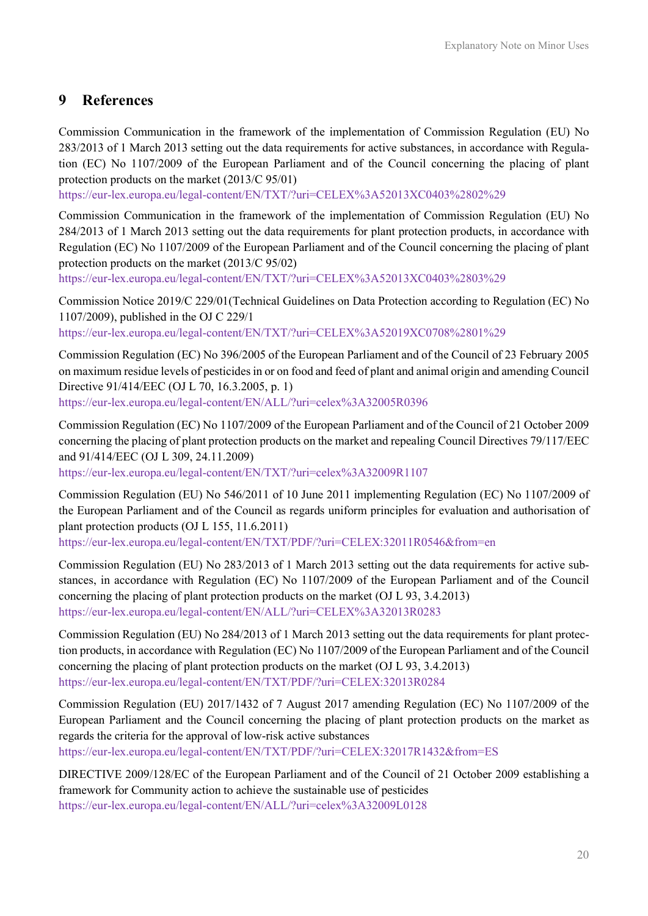## 9 References

Commission Communication in the framework of the implementation of Commission Regulation (EU) No 283/2013 of 1 March 2013 setting out the data requirements for active substances, in accordance with Regulation (EC) No 1107/2009 of the European Parliament and of the Council concerning the placing of plant protection products on the market (2013/C 95/01)
https://eur-lex.europa.eu/legal-content/EN/TXT/?uri=CELEX%3A52013XC0403%2802%29

Commission Communication in the framework of the implementation of Commission Regulation (EU) No 284/2013 of 1 March 2013 setting out the data requirements for plant protection products, in accordance with Regulation (EC) No 1107/2009 of the European Parliament and of the Council concerning the placing of plant protection products on the market (2013/C 95/02)
https://eur-lex.europa.eu/legal-content/EN/TXT/?uri=CELEX%3A52013XC0403%2803%29

Commission Notice 2019/C 229/01(Technical Guidelines on Data Protection according to Regulation (EC) No 1107/2009), published in the OJ C 229/1
https://eur-lex.europa.eu/legal-content/EN/TXT/?uri=CELEX%3A52019XC0708%2801%29

Commission Regulation (EC) No 396/2005 of the European Parliament and of the Council of 23 February 2005 on maximum residue levels of pesticides in or on food and feed of plant and animal origin and amending Council Directive 91/414/EEC (OJ L 70, 16.3.2005, p. 1)
https://eur-lex.europa.eu/legal-content/EN/ALL/?uri=celex%3A32005R0396

Commission Regulation (EC) No 1107/2009 of the European Parliament and of the Council of 21 October 2009 concerning the placing of plant protection products on the market and repealing Council Directives 79/117/EEC and 91/414/EEC (OJ L 309, 24.11.2009)
https://eur-lex.europa.eu/legal-content/EN/TXT/?uri=celex%3A32009R1107

Commission Regulation (EU) No 546/2011 of 10 June 2011 implementing Regulation (EC) No 1107/2009 of the European Parliament and of the Council as regards uniform principles for evaluation and authorisation of plant protection products (OJ L 155, 11.6.2011)
https://eur-lex.europa.eu/legal-content/EN/TXT/PDF/?uri=CELEX:32011R0546&from=en

Commission Regulation (EU) No 283/2013 of 1 March 2013 setting out the data requirements for active substances, in accordance with Regulation (EC) No 1107/2009 of the European Parliament and of the Council concerning the placing of plant protection products on the market (OJ L 93, 3.4.2013)
https://eur-lex.europa.eu/legal-content/EN/ALL/?uri=CELEX%3A32013R0283

Commission Regulation (EU) No 284/2013 of 1 March 2013 setting out the data requirements for plant protection products, in accordance with Regulation (EC) No 1107/2009 of the European Parliament and of the Council concerning the placing of plant protection products on the market (OJ L 93, 3.4.2013)
https://eur-lex.europa.eu/legal-content/EN/TXT/PDF/?uri=CELEX:32013R0284

Commission Regulation (EU) 2017/1432 of 7 August 2017 amending Regulation (EC) No 1107/2009 of the European Parliament and the Council concerning the placing of plant protection products on the market as regards the criteria for the approval of low-risk active substances
https://eur-lex.europa.eu/legal-content/EN/TXT/PDF/?uri=CELEX:32017R1432&from=ES

DIRECTIVE 2009/128/EC of the European Parliament and of the Council of 21 October 2009 establishing a framework for Community action to achieve the sustainable use of pesticides
https://eur-lex.europa.eu/legal-content/EN/ALL/?uri=celex%3A32009L0128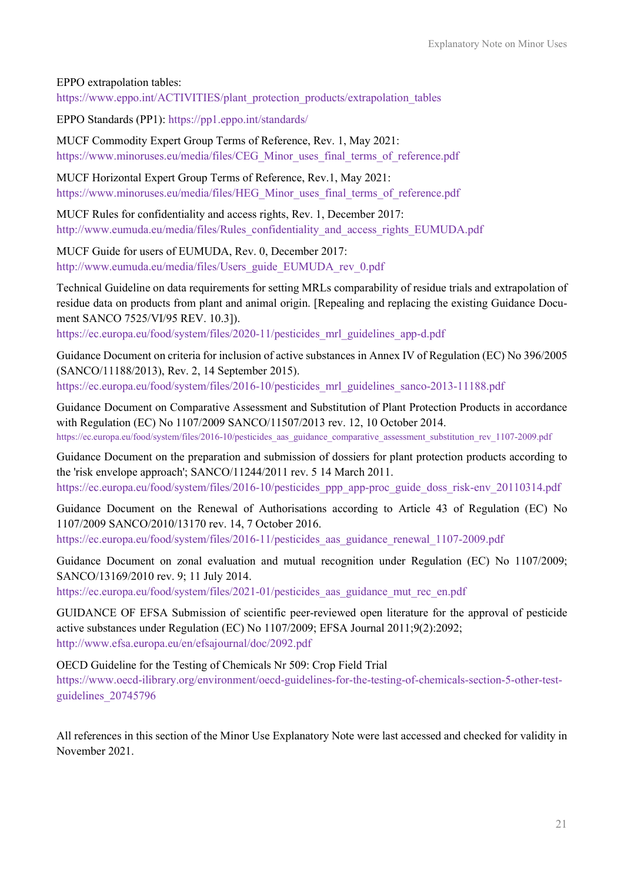EPPO extrapolation tables:
https://www.eppo.int/ACTIVITIES/plant_protection_products/extrapolation_tables

EPPO Standards (PP1): https://pp1.eppo.int/standards/

MUCF Commodity Expert Group Terms of Reference, Rev. 1, May 2021:
https://www.minoruses.eu/media/files/CEG_Minor_uses_final_terms_of_reference.pdf

MUCF Horizontal Expert Group Terms of Reference, Rev.1, May 2021:
https://www.minoruses.eu/media/files/HEG_Minor_uses_final_terms_of_reference.pdf

MUCF Rules for confidentiality and access rights, Rev. 1, December 2017:
http://www.eumuda.eu/media/files/Rules_confidentiality_and_access_rights_EUMUDA.pdf

MUCF Guide for users of EUMUDA, Rev. 0, December 2017:
http://www.eumuda.eu/media/files/Users_guide_EUMUDA_rev_0.pdf

Technical Guideline on data requirements for setting MRLs comparability of residue trials and extrapolation of residue data on products from plant and animal origin. [Repealing and replacing the existing Guidance Document SANCO 7525/VI/95 REV. 10.3]).
https://ec.europa.eu/food/system/files/2020-11/pesticides_mrl_guidelines_app-d.pdf

Guidance Document on criteria for inclusion of active substances in Annex IV of Regulation (EC) No 396/2005 (SANCO/11188/2013), Rev. 2, 14 September 2015).
https://ec.europa.eu/food/system/files/2016-10/pesticides_mrl_guidelines_sanco-2013-11188.pdf

Guidance Document on Comparative Assessment and Substitution of Plant Protection Products in accordance with Regulation (EC) No 1107/2009 SANCO/11507/2013 rev. 12, 10 October 2014.
https://ec.europa.eu/food/system/files/2016-10/pesticides_aas_guidance_comparative_assessment_substitution_rev_1107-2009.pdf

Guidance Document on the preparation and submission of dossiers for plant protection products according to the 'risk envelope approach'; SANCO/11244/2011 rev. 5 14 March 2011.
https://ec.europa.eu/food/system/files/2016-10/pesticides_ppp_app-proc_guide_doss_risk-env_20110314.pdf

Guidance Document on the Renewal of Authorisations according to Article 43 of Regulation (EC) No 1107/2009 SANCO/2010/13170 rev. 14, 7 October 2016.
https://ec.europa.eu/food/system/files/2016-11/pesticides_aas_guidance_renewal_1107-2009.pdf

Guidance Document on zonal evaluation and mutual recognition under Regulation (EC) No 1107/2009; SANCO/13169/2010 rev. 9; 11 July 2014.
https://ec.europa.eu/food/system/files/2021-01/pesticides_aas_guidance_mut_rec_en.pdf

GUIDANCE OF EFSA Submission of scientific peer-reviewed open literature for the approval of pesticide active substances under Regulation (EC) No 1107/2009; EFSA Journal 2011;9(2):2092;
http://www.efsa.europa.eu/en/efsajournal/doc/2092.pdf

OECD Guideline for the Testing of Chemicals Nr 509: Crop Field Trial
https://www.oecd-ilibrary.org/environment/oecd-guidelines-for-the-testing-of-chemicals-section-5-other-test-guidelines_20745796

All references in this section of the Minor Use Explanatory Note were last accessed and checked for validity in November 2021.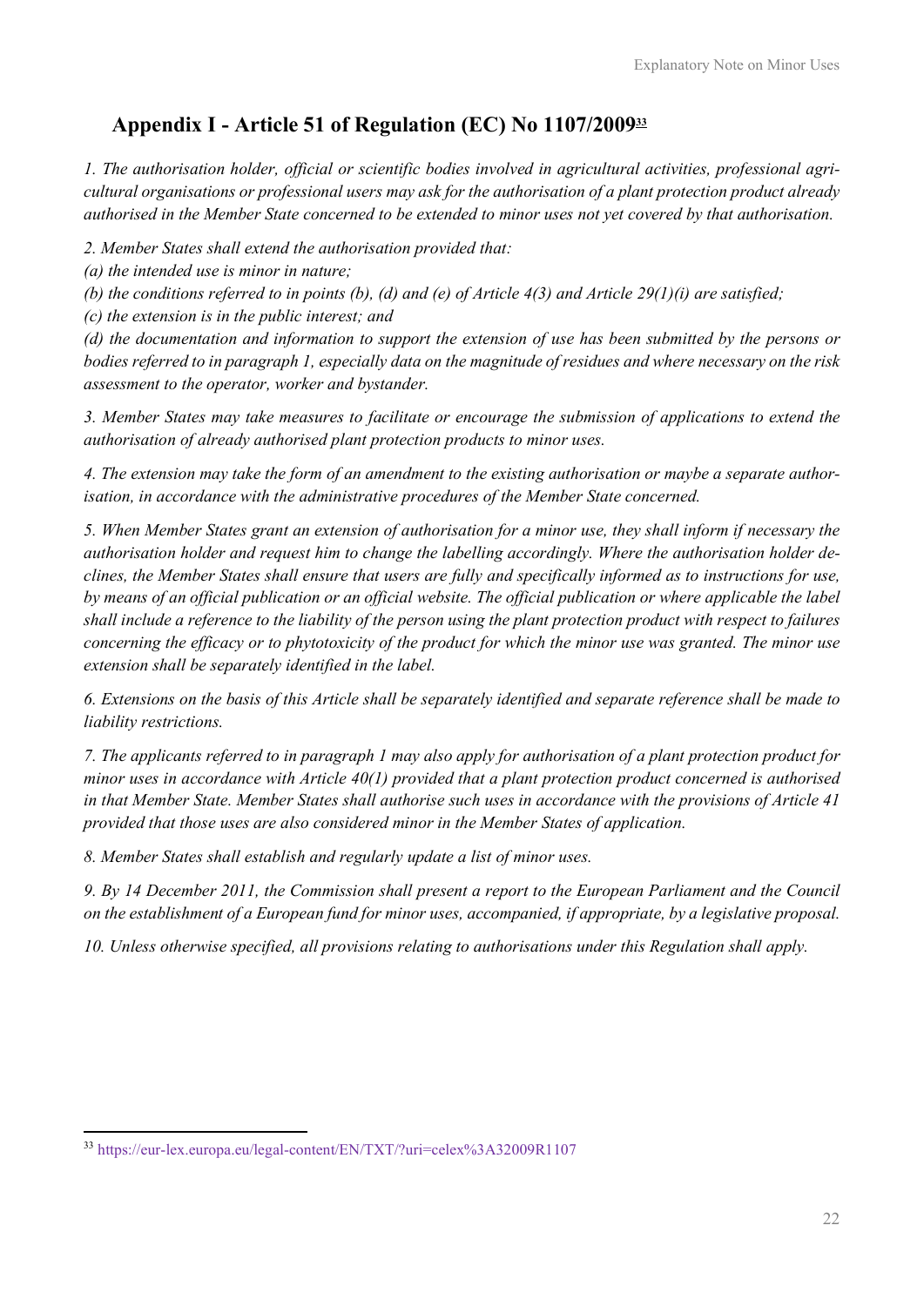## Appendix I - Article 51 of Regulation (EC) No 1107/2009[33]

*1. The authorisation holder, official or scientific bodies involved in agricultural activities, professional agricultural organisations or professional users may ask for the authorisation of a plant protection product already authorised in the Member State concerned to be extended to minor uses not yet covered by that authorisation.*

*2. Member States shall extend the authorisation provided that:*

*(a) the intended use is minor in nature;*

*(b) the conditions referred to in points (b), (d) and (e) of Article 4(3) and Article 29(1)(i) are satisfied;*

*(c) the extension is in the public interest; and*

*(d) the documentation and information to support the extension of use has been submitted by the persons or bodies referred to in paragraph 1, especially data on the magnitude of residues and where necessary on the risk assessment to the operator, worker and bystander.*

*3. Member States may take measures to facilitate or encourage the submission of applications to extend the authorisation of already authorised plant protection products to minor uses.*

*4. The extension may take the form of an amendment to the existing authorisation or maybe a separate authorisation, in accordance with the administrative procedures of the Member State concerned.*

*5. When Member States grant an extension of authorisation for a minor use, they shall inform if necessary the authorisation holder and request him to change the labelling accordingly. Where the authorisation holder declines, the Member States shall ensure that users are fully and specifically informed as to instructions for use, by means of an official publication or an official website. The official publication or where applicable the label shall include a reference to the liability of the person using the plant protection product with respect to failures concerning the efficacy or to phytotoxicity of the product for which the minor use was granted. The minor use extension shall be separately identified in the label.*

*6. Extensions on the basis of this Article shall be separately identified and separate reference shall be made to liability restrictions.*

*7. The applicants referred to in paragraph 1 may also apply for authorisation of a plant protection product for minor uses in accordance with Article 40(1) provided that a plant protection product concerned is authorised in that Member State. Member States shall authorise such uses in accordance with the provisions of Article 41 provided that those uses are also considered minor in the Member States of application.*

*8. Member States shall establish and regularly update a list of minor uses.*

*9. By 14 December 2011, the Commission shall present a report to the European Parliament and the Council on the establishment of a European fund for minor uses, accompanied, if appropriate, by a legislative proposal.*

*10. Unless otherwise specified, all provisions relating to authorisations under this Regulation shall apply.*

---

[33] https://eur-lex.europa.eu/legal-content/EN/TXT/?uri=celex%3A32009R1107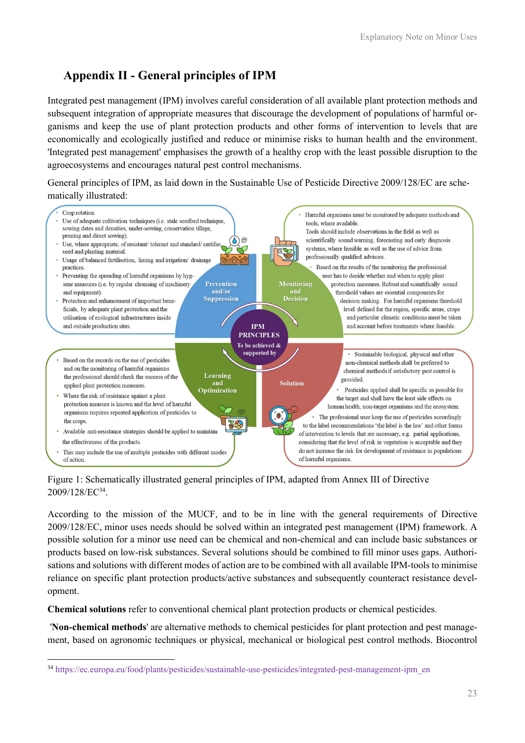## Appendix II - General principles of IPM

Integrated pest management (IPM) involves careful consideration of all available plant protection methods and subsequent integration of appropriate measures that discourage the development of populations of harmful organisms and keep the use of plant protection products and other forms of intervention to levels that are economically and ecologically justified and reduce or minimise risks to human health and the environment. 'Integrated pest management' emphasises the growth of a healthy crop with the least possible disruption to the agroecosystems and encourages natural pest control mechanisms.

General principles of IPM, as laid down in the Sustainable Use of Pesticide Directive 2009/128/EC are schematically illustrated:

**Prevention and/or Suppression**

- Crop rotation
- Use of adequate cultivation techniques (i.e. stale seedbed technique, sowing dates and densities, under-sowing, conservation tillage, pruning and direct sowing).
- Use, where appropriate, of resistant/ tolerant and standard/ certified seed and planting material.
- Usage of balanced fertilisation, liming and irrigation/ drainage practices.
- Preventing the spreading of harmful organisms by hygiene measures (i.e. by regular cleansing of machinery and equipment).
- Protection and enhancement of important beneficials, by adequate plant protection and the utilisation of ecological infrastructures inside and outside production sites.

**Monitoring and Decision**

- Harmful organisms must be monitored by adequate methods and tools, where available. Tools should include observations in the field as well as scientifically sound warning, forecasting and early diagnosis systems, where feasible as well as the use of advice from professionally qualified advisors.
- Based on the results of the monitoring the professional user has to decide whether and when to apply plant protection measures. Robust and scientifically sound threshold values are essential components for decision making. For harmful organisms threshold level defined for the region, specific areas, crops and particular climatic conditions must be taken and account before treatments where feasible.

**IPM PRINCIPLES** — To be achieved & supported by

**Learning and Optimization**

- Based on the records on the use of pesticides and on the monitoring of harmful organisms the professional should check the success of the applied plant protection measures.
- Where the risk of resistance against a plant protection measure is known and the level of harmful organisms requires repeated application of pesticides to the crops.
- Available anti-resistance strategies should be applied to maintain the effectiveness of the products.
- This may include the use of multiple pesticides with different modes of action.

**Solution**

- Sustainable biological, physical and other non-chemical methods shall be preferred to chemical methods if satisfactory pest control is provided.
- Pesticides applied shall be specific as possible for the target and shall have the least side effects on human health, non-target organisms and the ecosystem.
- The professional user keep the use of pesticides accordingly to the label recommendations 'the label is the law' and other forms of intervention to levels that are necessary, e.g. partial applications, considering that the level of risk in vegetation is acceptable and they do not increase the risk for development of resistance in populations of harmful organisms.

Figure 1: Schematically illustrated general principles of IPM, adapted from Annex III of Directive 2009/128/EC[34].

According to the mission of the MUCF, and to be in line with the general requirements of Directive 2009/128/EC, minor uses needs should be solved within an integrated pest management (IPM) framework. A possible solution for a minor use need can be chemical and non-chemical and can include basic substances or products based on low-risk substances. Several solutions should be combined to fill minor uses gaps. Authorisations and solutions with different modes of action are to be combined with all available IPM-tools to minimise reliance on specific plant protection products/active substances and subsequently counteract resistance development.

**Chemical solutions** refer to conventional chemical plant protection products or chemical pesticides.

'**Non-chemical methods**' are alternative methods to chemical pesticides for plant protection and pest management, based on agronomic techniques or physical, mechanical or biological pest control methods. Biocontrol

[34] https://ec.europa.eu/food/plants/pesticides/sustainable-use-pesticides/integrated-pest-management-ipm_en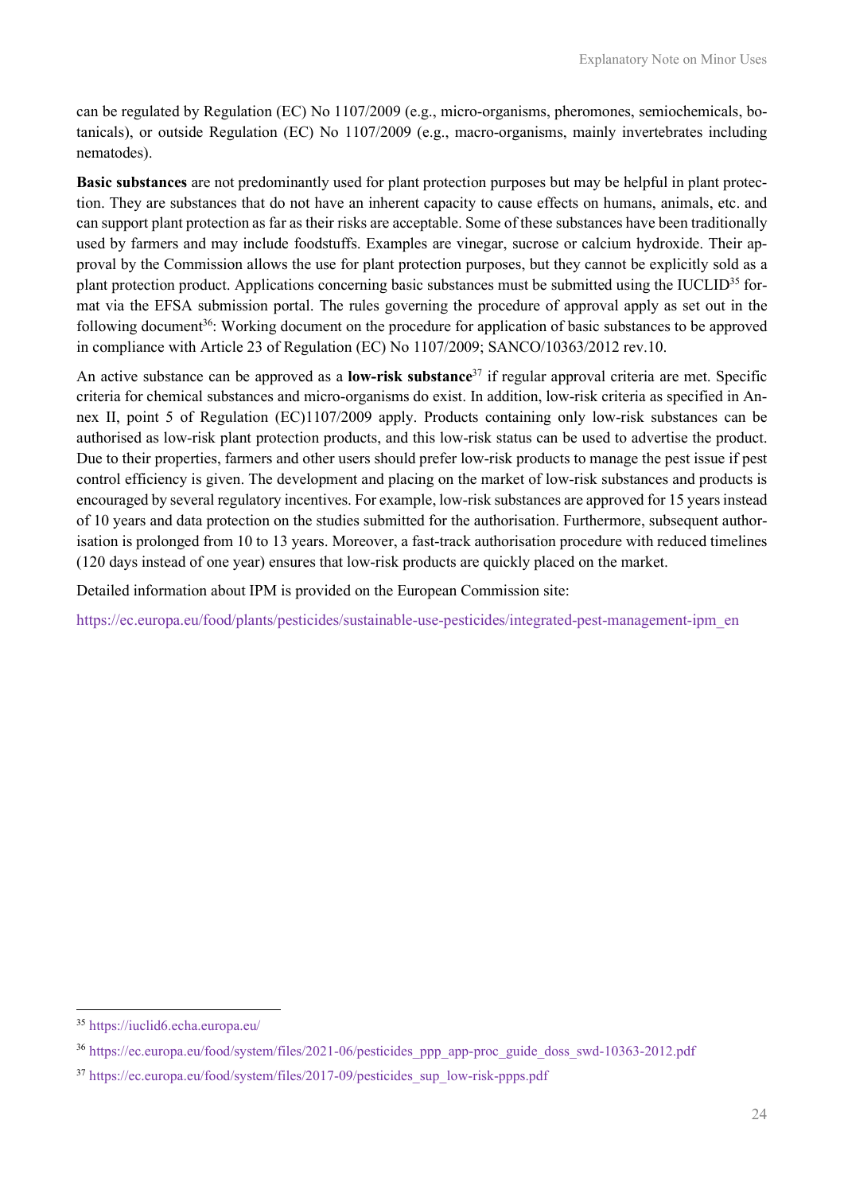can be regulated by Regulation (EC) No 1107/2009 (e.g., micro-organisms, pheromones, semiochemicals, botanicals), or outside Regulation (EC) No 1107/2009 (e.g., macro-organisms, mainly invertebrates including nematodes).

**Basic substances** are not predominantly used for plant protection purposes but may be helpful in plant protection. They are substances that do not have an inherent capacity to cause effects on humans, animals, etc. and can support plant protection as far as their risks are acceptable. Some of these substances have been traditionally used by farmers and may include foodstuffs. Examples are vinegar, sucrose or calcium hydroxide. Their approval by the Commission allows the use for plant protection purposes, but they cannot be explicitly sold as a plant protection product. Applications concerning basic substances must be submitted using the IUCLID[35] format via the EFSA submission portal. The rules governing the procedure of approval apply as set out in the following document[36]: Working document on the procedure for application of basic substances to be approved in compliance with Article 23 of Regulation (EC) No 1107/2009; SANCO/10363/2012 rev.10.

An active substance can be approved as a **low-risk substance**[37] if regular approval criteria are met. Specific criteria for chemical substances and micro-organisms do exist. In addition, low-risk criteria as specified in Annex II, point 5 of Regulation (EC)1107/2009 apply. Products containing only low-risk substances can be authorised as low-risk plant protection products, and this low-risk status can be used to advertise the product. Due to their properties, farmers and other users should prefer low-risk products to manage the pest issue if pest control efficiency is given. The development and placing on the market of low-risk substances and products is encouraged by several regulatory incentives. For example, low-risk substances are approved for 15 years instead of 10 years and data protection on the studies submitted for the authorisation. Furthermore, subsequent authorisation is prolonged from 10 to 13 years. Moreover, a fast-track authorisation procedure with reduced timelines (120 days instead of one year) ensures that low-risk products are quickly placed on the market.

Detailed information about IPM is provided on the European Commission site:

https://ec.europa.eu/food/plants/pesticides/sustainable-use-pesticides/integrated-pest-management-ipm_en

---

[35] https://iuclid6.echa.europa.eu/

[36] https://ec.europa.eu/food/system/files/2021-06/pesticides_ppp_app-proc_guide_doss_swd-10363-2012.pdf

[37] https://ec.europa.eu/food/system/files/2017-09/pesticides_sup_low-risk-ppps.pdf